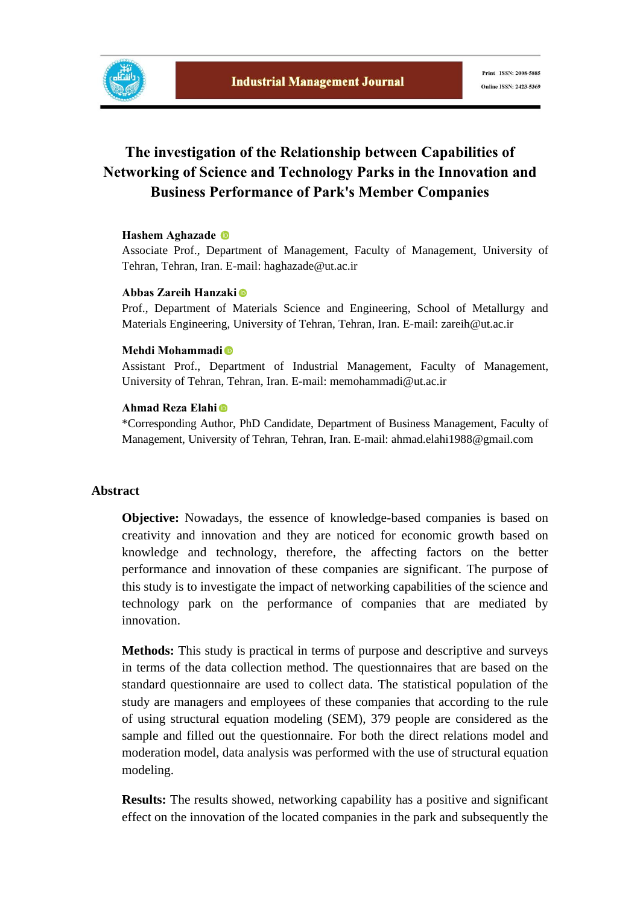# The investigation of the Relationship between Capabilities of Networking of Science and Technology Parks in the Innovation and Business Performance of Park's Member Companies

**Hashem Aghazade**

Associate Prof., Department of Management, Faculty of Management, University of Tehran, Tehran, Iran. E-mail: haghazade@ut.ac.ir

**Abbas Zareih Hanzaki**

Prof., Department of Materials Science and Engineering, School of Metallurgy and Materials Engineering, University of Tehran, Tehran, Iran. E-mail: zareih@ut.ac.ir

**Mehdi Mohammadi**

Assistant Prof., Department of Industrial Management, Faculty of Management, University of Tehran, Tehran, Iran. E-mail: memohammadi@ut.ac.ir

**Ahmad Reza Elahi**

*Corresponding Author, PhD Candidate, Department of Business Management, Faculty of Management, University of Tehran, Tehran, Iran. E-mail: ahmad.elahi1988@gmail.com

## Abstract

**Objective:** Nowadays, the essence of knowledge-based companies is based on creativity and innovation and they are noticed for economic growth based on knowledge and technology, therefore, the affecting factors on the better performance and innovation of these companies are significant. The purpose of this study is to investigate the impact of networking capabilities of the science and technology park on the performance of companies that are mediated by innovation.

**Methods:** This study is practical in terms of purpose and descriptive and surveys in terms of the data collection method. The questionnaires that are based on the standard questionnaire are used to collect data. The statistical population of the study are managers and employees of these companies that according to the rule of using structural equation modeling (SEM), 379 people are considered as the sample and filled out the questionnaire. For both the direct relations model and moderation model, data analysis was performed with the use of structural equation modeling.

**Results:** The results showed, networking capability has a positive and significant effect on the innovation of the located companies in the park and subsequently the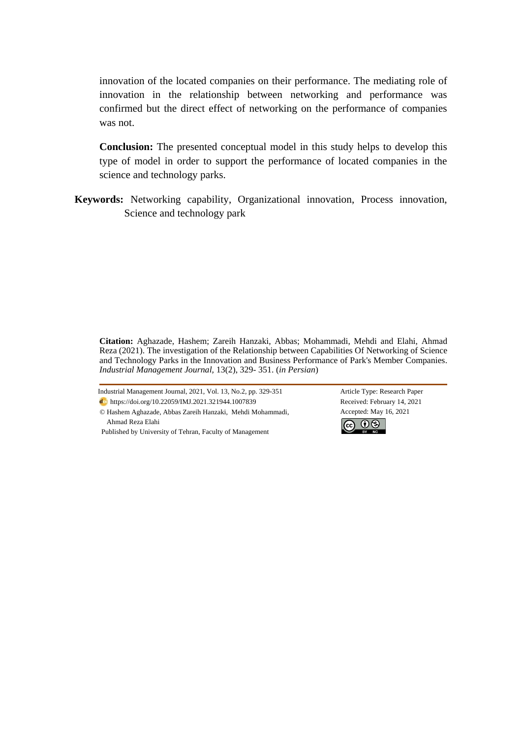innovation of the located companies on their performance. The mediating role of innovation in the relationship between networking and performance was confirmed but the direct effect of networking on the performance of companies was not.

**Conclusion:** The presented conceptual model in this study helps to develop this type of model in order to support the performance of located companies in the science and technology parks.

**Keywords:** Networking capability, Organizational innovation, Process innovation, Science and technology park

**Citation:** Aghazade, Hashem; Zareih Hanzaki, Abbas; Mohammadi, Mehdi and Elahi, Ahmad Reza (2021). The investigation of the Relationship between Capabilities Of Networking of Science and Technology Parks in the Innovation and Business Performance of Park's Member Companies. *Industrial Management Journal*, 13(2), 329- 351. (*in Persian*)

Industrial Management Journal, 2021, Vol. 13, No.2, pp. 329-351
https://doi.org/10.22059/IMJ.2021.321944.1007839
© Hashem Aghazade, Abbas Zareih Hanzaki, Mehdi Mohammadi, Ahmad Reza Elahi
Published by University of Tehran, Faculty of Management

Article Type: Research Paper
Received: February 14, 2021
Accepted: May 16, 2021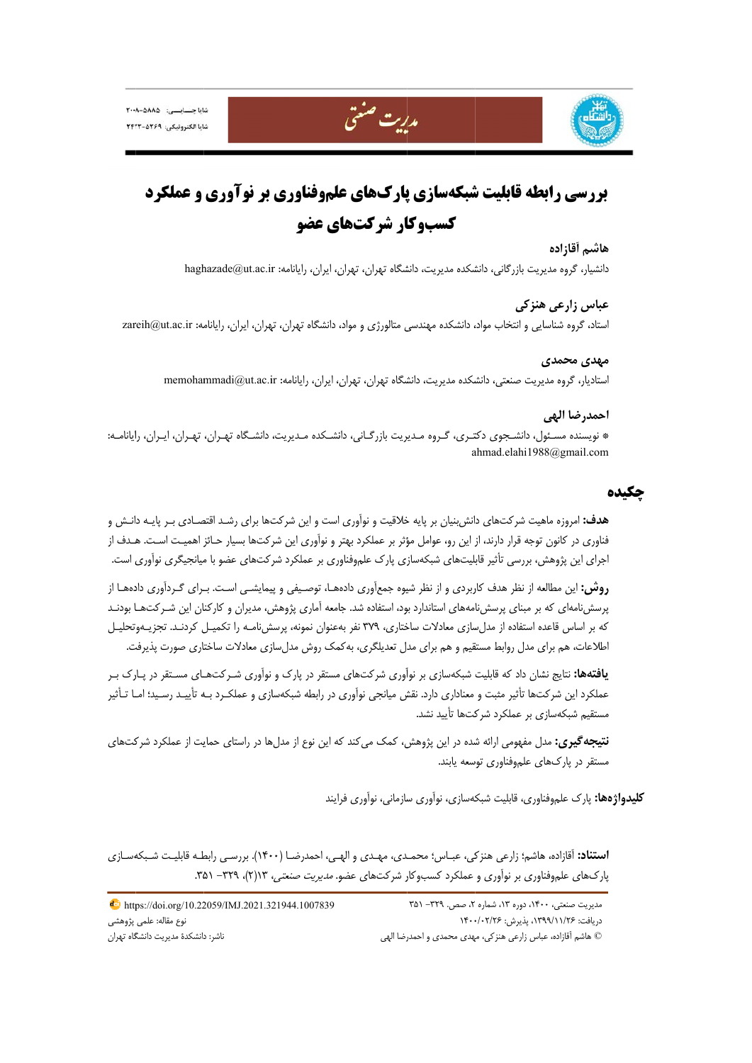# بررسی رابطه قابلیت شبکه‌سازی پارک‌های علم‌وفناوری بر نوآوری و عملکرد کسب‌وکار شرکت‌های عضو

**هاشم آقازاده**

دانشیار، گروه مدیریت بازرگانی، دانشکده مدیریت، دانشگاه تهران، تهران، ایران، رایانامه: haghazade@ut.ac.ir

**عباس زارعی هنزکی**

استاد، گروه شناسایی و انتخاب مواد، دانشکده مهندسی متالورژی و مواد، دانشگاه تهران، تهران، ایران، رایانامه: zareih@ut.ac.ir

**مهدی محمدی**

استادیار، گروه مدیریت صنعتی، دانشکده مدیریت، دانشگاه تهران، تهران، ایران، رایانامه: memohammadi@ut.ac.ir

**احمدرضا الهی**

* نویسنده مسئول، دانشجوی دکتری، گروه مدیریت بازرگانی، دانشکده مدیریت، دانشگاه تهران، تهران، ایران، رایانامه: ahmad.elahi1988@gmail.com

## چکیده

**هدف:** امروزه ماهیت شرکت‌های دانش‌بنیان بر پایه خلاقیت و نوآوری است و این شرکت‌ها برای رشد اقتصادی بر پایه دانش و فناوری در کانون توجه قرار دارند، از این رو، عوامل مؤثر بر عملکرد بهتر و نوآوری این شرکت‌ها بسیار حائز اهمیت است. هدف از اجرای این پژوهش، بررسی تأثیر قابلیت‌های شبکه‌سازی پارک علم‌وفناوری بر عملکرد شرکت‌های عضو با میانجیگری نوآوری است.

**روش:** این مطالعه از نظر هدف کاربردی و از نظر شیوه جمع‌آوری داده‌ها، توصیفی و پیمایشی است. برای گردآوری داده‌ها از پرسش‌نامه‌ای که بر مبنای پرسش‌نامه‌های استاندارد بود، استفاده شد. جامعه آماری پژوهش، مدیران و کارکنان این شرکت‌ها بودند که بر اساس قاعده استفاده از مدل‌سازی معادلات ساختاری، ۳۷۹ نفر به‌عنوان نمونه، پرسش‌نامه را تکمیل کردند. تجزیه‌وتحلیل اطلاعات، هم برای مدل روابط مستقیم و هم برای مدل تعدیلگری، به‌کمک روش مدل‌سازی معادلات ساختاری صورت پذیرفت.

**یافته‌ها:** نتایج نشان داد که قابلیت شبکه‌سازی بر نوآوری شرکت‌های مستقر در پارک و نوآوری شرکت‌های مستقر در پارک بر عملکرد این شرکت‌ها تأثیر مثبت و معناداری دارد. نقش میانجی نوآوری در رابطه شبکه‌سازی و عملکرد به تأیید رسید؛ اما تأثیر مستقیم شبکه‌سازی بر عملکرد شرکت‌ها تأیید نشد.

**نتیجه‌گیری:** مدل مفهومی ارائه شده در این پژوهش، کمک می‌کند که این نوع از مدل‌ها در راستای حمایت از عملکرد شرکت‌های مستقر در پارک‌های علم‌وفناوری توسعه یابند.

**کلیدواژه‌ها:** پارک علم‌وفناوری، قابلیت شبکه‌سازی، نوآوری سازمانی، نوآوری فرایند

**استناد:** آقازاده، هاشم؛ زارعی هنزکی، عباس؛ محمدی، مهدی و الهی، احمدرضا (۱۴۰۰). بررسی رابطه قابلیت شبکه‌سازی پارک‌های علم‌وفناوری بر نوآوری و عملکرد کسب‌وکار شرکت‌های عضو. *مدیریت صنعتی*، ۱۳(۲)، ۳۲۹- ۳۵۱.

دریافت: ۱۳۹۹/۱۱/۲۶، پذیرش: ۱۴۰۰/۰۲/۲۶

© هاشم آقازاده، عباس زارعی هنزکی، مهدی محمدی و احمدرضا الهی

https://doi.org/10.22059/IMJ.2021.321944.1007839

نوع مقاله: علمی پژوهشی

ناشر: دانشکدهٔ مدیریت دانشگاه تهران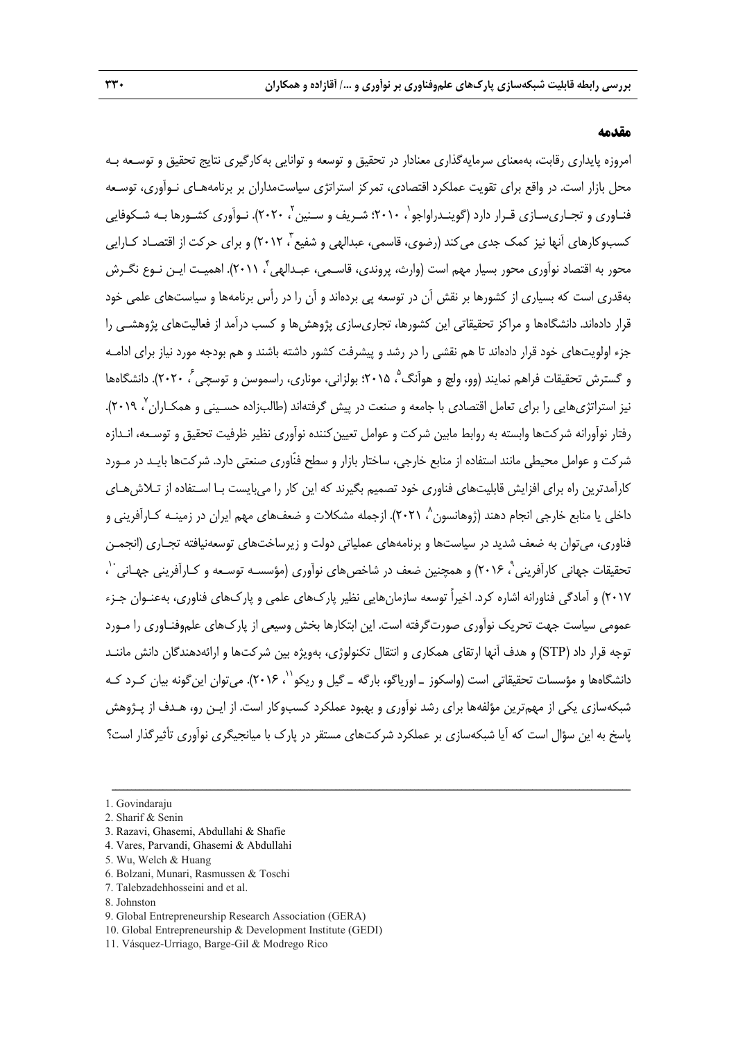## مقدمه

امروزه پایداری رقابت، به‌معنای سرمایه‌گذاری معنادار در تحقیق و توسعه و توانایی به‌کارگیری نتایج تحقیق و توسعه به محل بازار است. در واقع برای تقویت عملکرد اقتصادی، تمرکز استراتژی سیاست‌مداران بر برنامه‌های نوآوری، توسعه فناوری و تجاری‌سازی قرار دارد (گویندراواجو[1]، ۲۰۱۰؛ شریف و سنین[2]، ۲۰۲۰). نوآوری کشورها به شکوفایی کسب‌وکارهای آنها نیز کمک جدی می‌کند (رضوی، قاسمی، عبدالهی و شفیع[3]، ۲۰۱۲) و برای حرکت از اقتصاد کارایی محور به اقتصاد نوآوری محور بسیار مهم است (وارث، پروندی، قاسمی، عبدالهی[4]، ۲۰۱۱). اهمیت این نوع نگرش به‌قدری است که بسیاری از کشورها بر نقش آن در توسعه پی برده‌اند و آن را در رأس برنامه‌ها و سیاست‌های علمی خود قرار داده‌اند. دانشگاه‌ها و مراکز تحقیقاتی این کشورها، تجاری‌سازی پژوهش‌ها و کسب درآمد از فعالیت‌های پژوهشی را جزء اولویت‌های خود قرار داده‌اند تا هم نقشی را در رشد و پیشرفت کشور داشته باشند و هم بودجه مورد نیاز برای ادامه و گسترش تحقیقات فراهم نمایند (وو، ولچ و هوآنگ[5]، ۲۰۱۵؛ بولزانی، مونارى، راسموسن و توسچی[6]، ۲۰۲۰). دانشگاه‌ها نیز استراتژی‌هایی را برای تعامل اقتصادی با جامعه و صنعت در پیش گرفته‌اند (طالب‌زاده حسینی و همکاران[7]، ۲۰۱۹). رفتار نوآورانه شرکت‌ها وابسته به روابط مابین شرکت و عوامل تعیین‌کننده نوآوری نظیر ظرفیت تحقیق و توسعه، اندازه شرکت و عوامل محیطی مانند استفاده از منابع خارجی، ساختار بازار و سطح فنّاوری صنعتی دارد. شرکت‌ها باید در مورد کارآمدترین راه برای افزایش قابلیت‌های فناوری خود تصمیم بگیرند که این کار را می‌بایست با استفاده از تلاش‌های داخلی یا منابع خارجی انجام دهند (ژوهانسون[8]، ۲۰۲۱). ازجمله مشکلات و ضعف‌های مهم ایران در زمینه کارآفرینی و فناوری، می‌توان به ضعف شدید در سیاست‌ها و برنامه‌های عملیاتی دولت و زیرساخت‌های توسعه‌نیافته تجاری (انجمن تحقیقات جهانی کارآفرینی[9]، ۲۰۱۶) و همچنین ضعف در شاخص‌های نوآوری (مؤسسه توسعه و کارآفرینی جهانی[10]، ۲۰۱۷) و آمادگی فناورانه اشاره کرد. اخیراً توسعه سازمان‌هایی نظیر پارک‌های علمی و پارک‌های فناوری، به‌عنوان جزء عمومی سیاست جهت تحریک نوآوری صورت‌گرفته است. این ابتکارها بخش وسیعی از پارک‌های علم‌وفناوری را مورد توجه قرار داد (STP) و هدف آنها ارتقای همکاری و انتقال تکنولوژی، به‌ویژه بین شرکت‌ها و ارائه‌دهندگان دانش مانند دانشگاه‌ها و مؤسسات تحقیقاتی است (واسکوز ـ اوریاگو، بارگه ـ گیل و ریکو[11]، ۲۰۱۶). می‌توان این‌گونه بیان کرد که شبکه‌سازی یکی از مهم‌ترین مؤلفه‌ها برای رشد نوآوری و بهبود عملکرد کسب‌وکار است. از این رو، هدف از پژوهش پاسخ به این سؤال است که آیا شبکه‌سازی بر عملکرد شرکت‌های مستقر در پارک با میانجیگری نوآوری تأثیرگذار است؟

---

1. Govindaraju
2. Sharif & Senin
3. Razavi, Ghasemi, Abdullahi & Shafie
4. Vares, Parvandi, Ghasemi & Abdullahi
5. Wu, Welch & Huang
6. Bolzani, Munari, Rasmussen & Toschi
7. Talebzadehhosseini and et al.
8. Johnston
9. Global Entrepreneurship Research Association (GERA)
10. Global Entrepreneurship & Development Institute (GEDI)
11. Vásquez-Urriago, Barge-Gil & Modrego Rico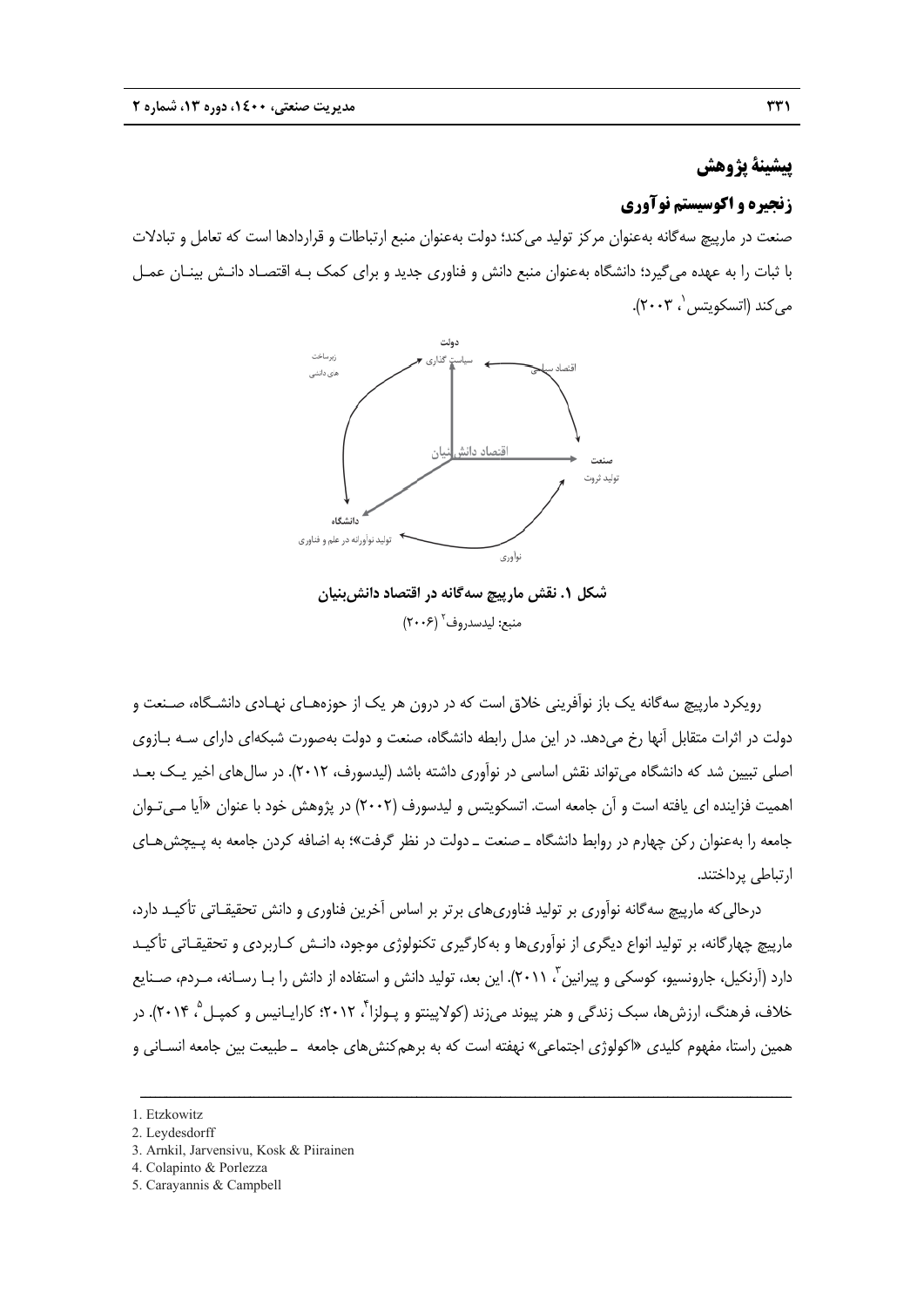## پیشینهٔ پژوهش

### زنجیره و اکوسیستم نوآوری

صنعت در مارپیچ سه‌گانه به‌عنوان مرکز تولید می‌کند؛ دولت به‌عنوان منبع ارتباطات و قراردادها است که تعامل و تبادلات با ثبات را به عهده می‌گیرد؛ دانشگاه به‌عنوان منبع دانش و فناوری جدید و برای کمک بـه اقتصـاد دانـش بینـان عمـل می‌کند (اتسکویتس[1]، ۲۰۰۳).

**شکل ۱. نقش مارپیچ سه‌گانه در اقتصاد دانش‌بنیان**

منبع: لیدسدروف[2] (۲۰۰۶)

رویکرد مارپیچ سه‌گانه یک باز نوآفرینی خلاق است که در درون هر یک از حوزه‌هـای نهـادی دانشـگاه، صـنعت و دولت در اثرات متقابل آنها رخ می‌دهد. در این مدل رابطه دانشگاه، صنعت و دولت به‌صورت شبکه‌ای دارای سـه بـازوی اصلی تبیین شد که دانشگاه می‌تواند نقش اساسی در نوآوری داشته باشد (لیدسورف، ۲۰۱۲). در سال‌های اخیر یـک بعـد اهمیت فزاینده ای یافته است و آن جامعه است. اتسکویتس و لیدسورف (۲۰۰۲) در پژوهش خود با عنوان «آیا مـی‌تـوان جامعه را به‌عنوان رکن چهارم در روابط دانشگاه ـ صنعت ـ دولت در نظر گرفت»؛ به اضافه کردن جامعه به پـیچش‌هـای ارتباطی پرداختند.

درحالی‌که مارپیچ سه‌گانه نوآوری بر تولید فناوری‌های برتر بر اساس آخرین فناوری و دانش تحقیقـاتی تأکیـد دارد، مارپیچ چهارگانه، بر تولید انواع دیگری از نوآوری‌ها و به‌کارگیری تکنولوژی موجود، دانـش کـاربردی و تحقیقـاتی تأکیـد دارد (آرنکیل، جارونسیو، کوسکی و پیرانین[3]، ۲۰۱۱). این بعد، تولید دانش و استفاده از دانش را بـا رسـانه، مـردم، صـنایع خلاف، فرهنگ، ارزش‌ها، سبک زندگی و هنر پیوند می‌زند (کولاپینتو و پـولزا[4]، ۲۰۱۲؛ کارایـانیس و کمپـل[5]، ۲۰۱۴). در همین راستا، مفهوم کلیدی «اکولوژی اجتماعی» نهفته است که به برهم‌کنش‌های جامعه ـ طبیعت بین جامعه انسـانی و

---

1. Etzkowitz
2. Leydesdorff
3. Arnkil, Jarvensivu, Kosk & Piirainen
4. Colapinto & Porlezza
5. Carayannis & Campbell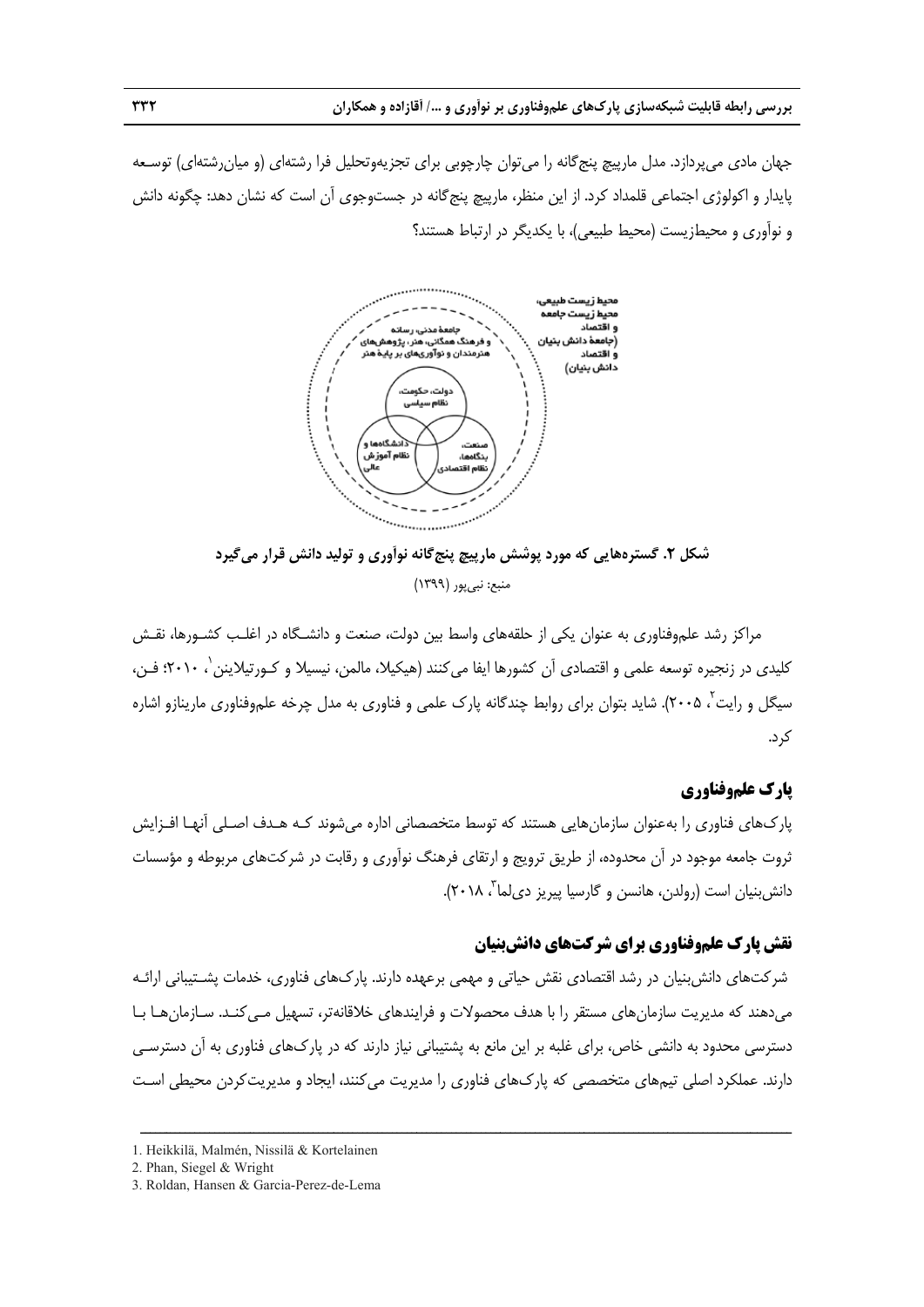جهان مادی می‌پردازد. مدل مارپیچ پنج‌گانه را می‌توان چارچوبی برای تجزیه‌وتحلیل فرا رشته‌ای (و میان‌رشته‌ای) توسعه پایدار و اکولوژی اجتماعی قلمداد کرد. از این منظر، مارپیچ پنج‌گانه در جست‌وجوی آن است که نشان دهد: چگونه دانش و نوآوری و محیط‌زیست (محیط طبیعی)، با یکدیگر در ارتباط هستند؟

**شکل ۲. گستره‌هایی که مورد پوشش مارپیچ پنج‌گانه نوآوری و تولید دانش قرار می‌گیرد**

منبع: نبی‌پور (۱۳۹۹)

مراکز رشد علم‌وفناوری به عنوان یکی از حلقه‌های واسط بین دولت، صنعت و دانشگاه در اغلب کشورها، نقش کلیدی در زنجیره توسعه علمی و اقتصادی آن کشورها ایفا می‌کنند (هیکیلا، مالمن، نیسیلا و کورتیلاینن[1]، ۲۰۱۰؛ فن، سیگل و رایت[2]، ۲۰۰۵). شاید بتوان برای روابط چندگانه پارک علمی و فناوری به مدل چرخه علم‌وفناوری مارینازو اشاره کرد.

## پارک علم‌وفناوری

پارک‌های فناوری را به‌عنوان سازمان‌هایی هستند که توسط متخصصانی اداره می‌شوند کـه هـدف اصـلی آنهـا افـزایش ثروت جامعه موجود در آن محدوده، از طریق ترویج و ارتقای فرهنگ نوآوری و رقابت در شرکت‌های مربوطه و مؤسسات دانش‌بنیان است (رولدن، هانسن و گارسیا پیریز دی‌لما[3]، ۲۰۱۸).

## نقش پارک علم‌وفناوری برای شرکت‌های دانش‌بنیان

شرکت‌های دانش‌بنیان در رشد اقتصادی نقش حیاتی و مهمی برعهده دارند. پارک‌های فناوری، خدمات پشـتیبانی ارائـه می‌دهند که مدیریت سازمان‌های مستقر را با هدف محصولات و فرایندهای خلاقانه‌تر، تسهیل مـی‌کنـد. سـازمان‌هـا بـا دسترسی محدود به دانشی خاص، برای غلبه بر این مانع به پشتیبانی نیاز دارند که در پارک‌های فناوری به آن دسترسـی دارند. عملکرد اصلی تیم‌های متخصصی که پارک‌های فناوری را مدیریت می‌کنند، ایجاد و مدیریت‌کردن محیطی اسـت

---

1. Heikkilä, Malmén, Nissilä & Kortelainen
2. Phan, Siegel & Wright
3. Roldan, Hansen & Garcia-Perez-de-Lema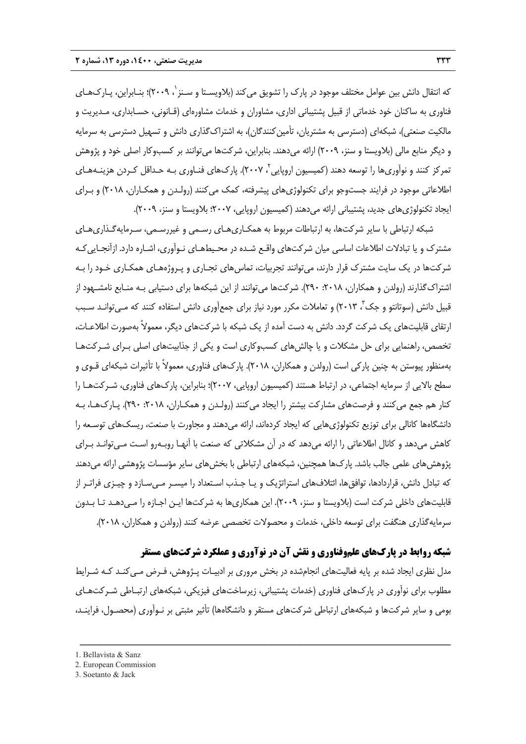که انتقال دانش بین عوامل مختلف موجود در پارک را تشویق می‌کند (بلاویستا و سنز[1]، ۲۰۰۹)؛ بنابراین، پارک‌های فناوری به ساکنان خود خدماتی از قبیل پشتیبانی اداری، مشاوران و خدمات مشاوره‌ای (قانونی، حسابداری، مدیریت و مالکیت صنعتی)، شبکه‌ای (دسترسی به مشتریان، تأمین‌کنندگان)، به اشتراک‌گذاری دانش و تسهیل دسترسی به سرمایه و دیگر منابع مالی (بلاویستا و سنز، ۲۰۰۹) ارائه می‌دهند. بنابراین، شرکت‌ها می‌توانند بر کسب‌وکار اصلی خود و پژوهش تمرکز کنند و نوآوری‌ها را توسعه دهند (کمیسیون اروپایی[2]، ۲۰۰۷). پارک‌های فناوری به حداقل کردن هزینه‌های اطلاعاتی موجود در فرایند جست‌وجو برای تکنولوژی‌های پیشرفته، کمک می‌کنند (رولدن و همکاران، ۲۰۱۸) و برای ایجاد تکنولوژی‌های جدید، پشتیبانی ارائه می‌دهند (کمیسیون اروپایی، ۲۰۰۷؛ بلاویستا و سنز، ۲۰۰۹).

شبکه ارتباطی با سایر شرکت‌ها، به ارتباطات مربوط به همکاری‌های رسمی و غیررسمی، سرمایه‌گذاری‌های مشترک و یا تبادلات اطلاعات اساسی میان شرکت‌های واقع شده در محیط‌های نوآوری، اشاره دارد. ازآنجایی‌که شرکت‌ها در یک سایت مشترک قرار دارند، می‌توانند تجربیات، تماس‌های تجاری و پروژه‌های همکاری خود را به اشتراک‌گذارند (رولدن و همکاران، ۲۰۱۸: ۲۹۰). شرکت‌ها می‌توانند از این شبکه‌ها برای دستیابی به منابع نامشهود از قبیل دانش (سوتانتو و جک[3]، ۲۰۱۳) و تعاملات مکرر مورد نیاز برای جمع‌آوری دانش استفاده کنند که می‌تواند سبب ارتقای قابلیت‌های یک شرکت گردد. دانش به دست آمده از یک شبکه با شرکت‌های دیگر، معمولاً به‌صورت اطلاعات، تخصص، راهنمایی برای حل مشکلات و یا چالش‌های کسب‌وکاری است و یکی از جذابیت‌های اصلی برای شرکت‌ها به‌منظور پیوستن به چنین پارکی است (رولدن و همکاران، ۲۰۱۸). پارک‌های فناوری، معمولاً با تأثیرات شبکه‌ای قوی و سطح بالایی از سرمایه اجتماعی، در ارتباط هستند (کمیسیون اروپایی، ۲۰۰۷)؛ بنابراین، پارک‌های فناوری، شرکت‌ها را کنار هم جمع می‌کنند و فرصت‌های مشارکت بیشتر را ایجاد می‌کنند (رولدن و همکاران، ۲۰۱۸: ۲۹۰). پارک‌ها، به دانشگاه‌ها کانالی برای توزیع تکنولوژی‌هایی که ایجاد کرده‌اند، ارائه می‌دهند و مجاورت با صنعت، ریسک‌های توسعه را کاهش می‌دهد و کانال اطلاعاتی را ارائه می‌دهد که در آن مشکلاتی که صنعت با آنها روبه‌رو است می‌تواند برای پژوهش‌های علمی جالب باشد. پارک‌ها همچنین، شبکه‌های ارتباطی با بخش‌های سایر مؤسسات پژوهشی ارائه می‌دهند که تبادل دانش، قراردادها، توافق‌ها، ائتلاف‌های استراتژیک و یا جذب استعداد را میسر می‌سازد و چیزی فراتر از قابلیت‌های داخلی شرکت است (بلاویستا و سنز، ۲۰۰۹). این همکاری‌ها به شرکت‌ها این اجازه را می‌دهد تا بدون سرمایه‌گذاری هنگفت برای توسعه داخلی، خدمات و محصولات تخصصی عرضه کنند (رولدن و همکاران، ۲۰۱۸).

## شبکه روابط در پارک‌های علم‌وفناوری و نقش آن در نوآوری و عملکرد شرکت‌های مستقر

مدل نظری ایجاد شده بر پایه فعالیت‌های انجام‌شده در بخش مروری بر ادبیات پژوهش، فرض می‌کند که شرایط مطلوب برای نوآوری در پارک‌های فناوری (خدمات پشتیبانی، زیرساخت‌های فیزیکی، شبکه‌های ارتباطی شرکت‌های بومی و سایر شرکت‌ها و شبکه‌های ارتباطی شرکت‌های مستقر و دانشگاه‌ها) تأثیر مثبتی بر نوآوری (محصول، فرایند،

---

1. Bellavista & Sanz
2. European Commission
3. Soetanto & Jack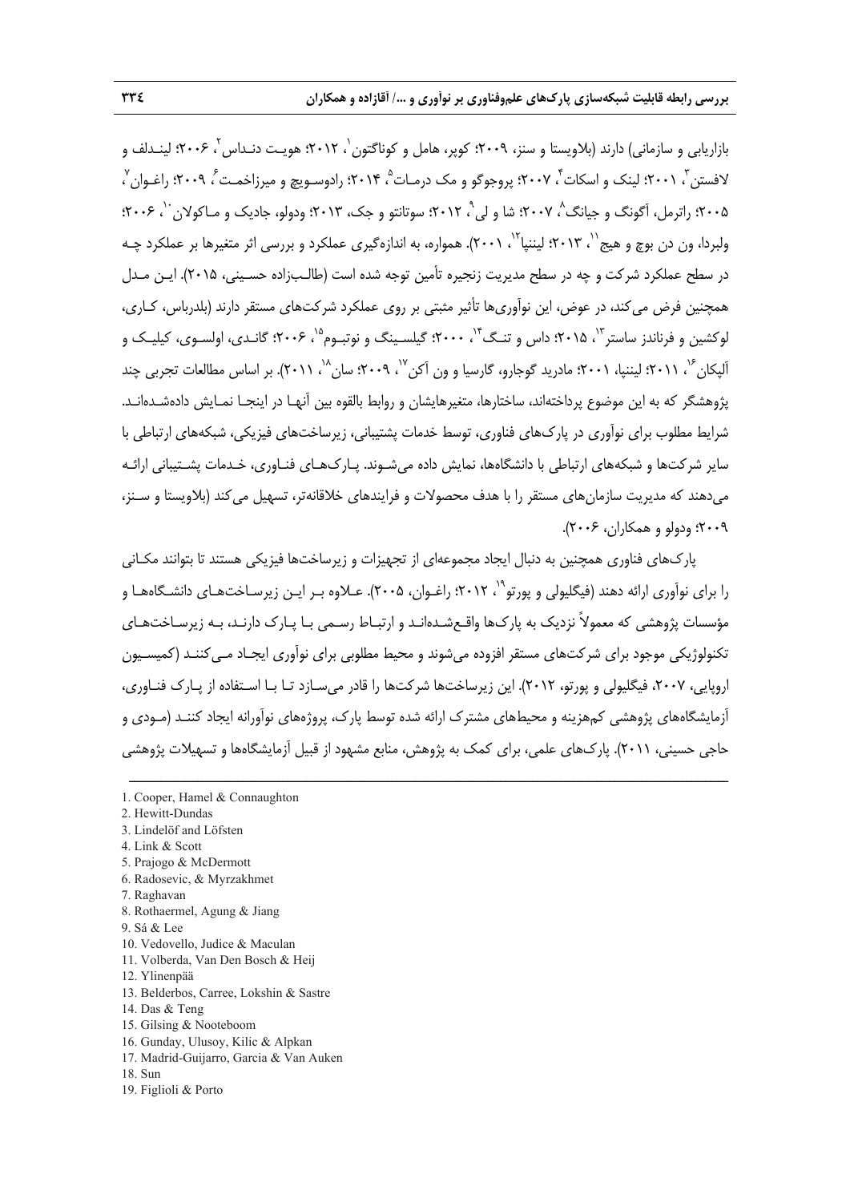بازاریابی و سازمانی) دارند (بلاویستا و سنز، ۲۰۰۹؛ کوپر، هامل و کوناگتون[1]، ۲۰۱۲؛ هویت دنداس[2]، ۲۰۰۶؛ لیندلف و لافستن[3]، ۲۰۰۱؛ لینک و اسکات[4]، ۲۰۰۷؛ پروجوگو و مک درمات[5]، ۲۰۱۴؛ رادوسویچ و میرزاخمت[6]، ۲۰۰۹؛ راغوان[7]، ۲۰۰۵؛ راترمل، آگونگ و جیانگ[8]، ۲۰۰۷؛ شا و لی[9]، ۲۰۱۲؛ سوتانتو و جک، ۲۰۱۳؛ ودولو، جادیک و ماکولان[10]، ۲۰۰۶؛ ولبردا، ون دن بوچ و هیج[11]، ۲۰۱۳؛ لیننپا[12]، ۲۰۰۱). همواره، به اندازه‌گیری عملکرد و بررسی اثر متغیرها بر عملکرد چه در سطح عملکرد شرکت و چه در سطح مدیریت زنجیره تأمین توجه شده است (طالب‌زاده حسینی، ۲۰۱۵). این مدل همچنین فرض می‌کند، در عوض، این نوآوری‌ها تأثیر مثبتی بر روی عملکرد شرکت‌های مستقر دارند (بلدرباس، کاری، لوکشین و فرناندز ساستر[13]، ۲۰۱۵؛ داس و تنگ[14]، ۲۰۰۰؛ گیلسینگ و نوتبوم[15]، ۲۰۰۶؛ گاندی، اولسوی، کیلیک و آلپکان[16]، ۲۰۱۱؛ لیننپا، ۲۰۰۱؛ مادرید گوجارو، گارسیا و ون آکن[17]، ۲۰۰۹؛ سان[18]، ۲۰۱۱). بر اساس مطالعات تجربی چند پژوهشگر که به این موضوع پرداخته‌اند، ساختارها، متغیرهایشان و روابط بالقوه بین آنها در اینجا نمایش داده‌شده‌اند. شرایط مطلوب برای نوآوری در پارک‌های فناوری، توسط خدمات پشتیبانی، زیرساخت‌های فیزیکی، شبکه‌های ارتباطی با سایر شرکت‌ها و شبکه‌های ارتباطی با دانشگاه‌ها، نمایش داده می‌شوند. پارک‌های فناوری، خدمات پشتیبانی ارائه می‌دهند که مدیریت سازمان‌های مستقر را با هدف محصولات و فرایندهای خلاقانه‌تر، تسهیل می‌کند (بلاویستا و سنز، ۲۰۰۹؛ ودولو و همکاران، ۲۰۰۶).

پارک‌های فناوری همچنین به دنبال ایجاد مجموعه‌ای از تجهیزات و زیرساخت‌ها فیزیکی هستند تا بتوانند مکانی را برای نوآوری ارائه دهند (فیگلیولی و پورتو[19]، ۲۰۱۲؛ راغوان، ۲۰۰۵). علاوه بر این زیرساخت‌های دانشگاه‌ها و مؤسسات پژوهشی که معمولاً نزدیک به پارک‌ها واقع‌شده‌اند و ارتباط رسمی با پارک دارند، به زیرساخت‌های تکنولوژیکی موجود برای شرکت‌های مستقر افزوده می‌شوند و محیط مطلوبی برای نوآوری ایجاد می‌کنند (کمیسیون اروپایی، ۲۰۰۷، فیگلیولی و پورتو، ۲۰۱۲). این زیرساخت‌ها شرکت‌ها را قادر می‌سازد تا با استفاده از پارک فناوری، آزمایشگاه‌های پژوهشی کم‌هزینه و محیط‌های مشترک ارائه شده توسط پارک، پروژه‌های نوآورانه ایجاد کنند (مودی و حاجی حسینی، ۲۰۱۱). پارک‌های علمی، برای کمک به پژوهش، منابع مشهود از قبیل آزمایشگاه‌ها و تسهیلات پژوهشی

---

1. Cooper, Hamel & Connaughton
2. Hewitt-Dundas
3. Lindelöf and Löfsten
4. Link & Scott
5. Prajogo & McDermott
6. Radosevic, & Myrzakhmet
7. Raghavan
8. Rothaermel, Agung & Jiang
9. Sá & Lee
10. Vedovello, Judice & Maculan
11. Volberda, Van Den Bosch & Heij
12. Ylinenpää
13. Belderbos, Carree, Lokshin & Sastre
14. Das & Teng
15. Gilsing & Nooteboom
16. Gunday, Ulusoy, Kilic & Alpkan
17. Madrid-Guijarro, Garcia & Van Auken
18. Sun
19. Figlioli & Porto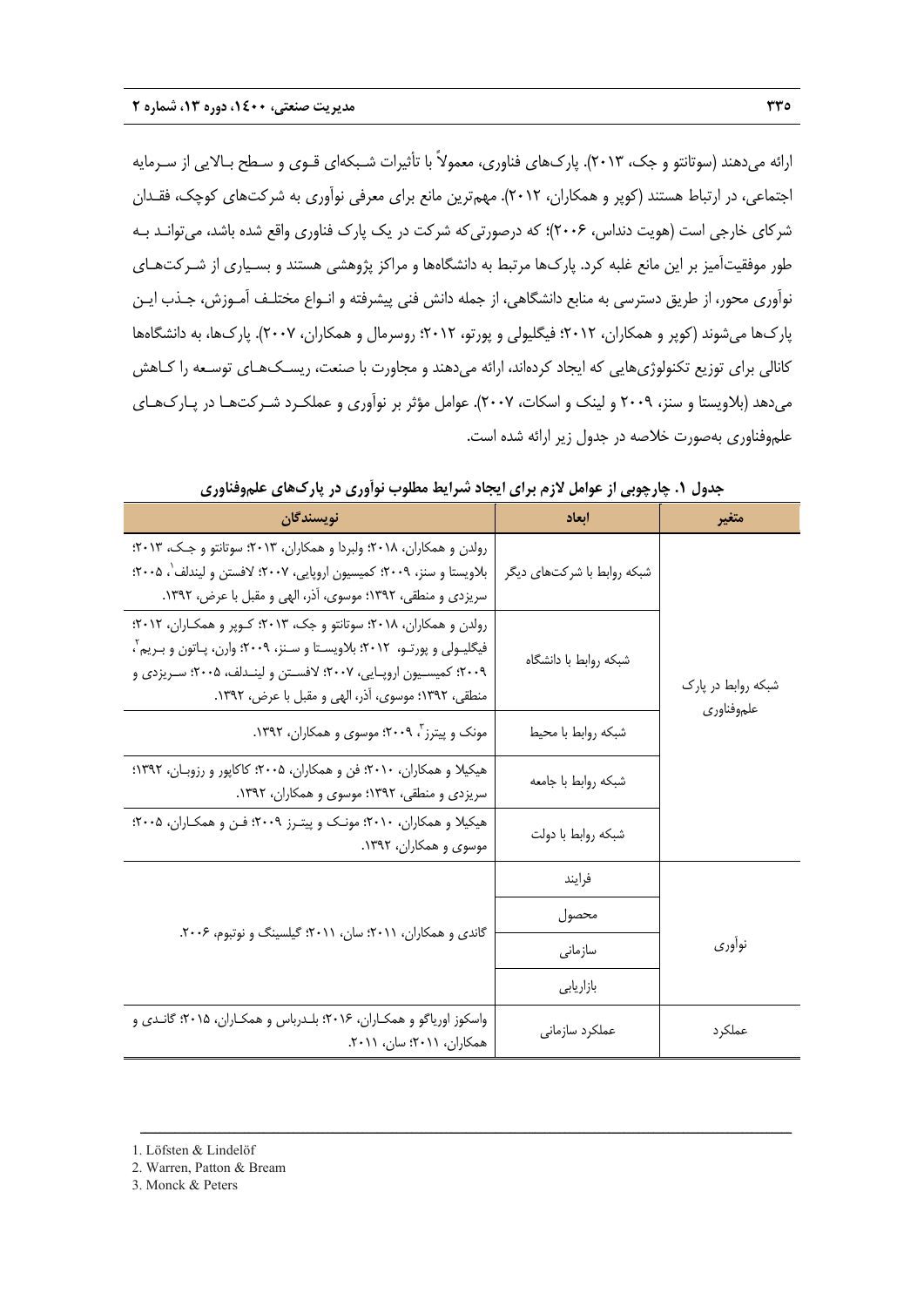ارائه می‌دهند (سوتانتو و جک، ۲۰۱۳). پارک‌های فناوری، معمولاً با تأثیرات شبکه‌ای قوی و سطح بالایی از سرمایه اجتماعی، در ارتباط هستند (کوپر و همکاران، ۲۰۱۲). مهم‌ترین مانع برای معرفی نوآوری به شرکت‌های کوچک، فقدان شرکای خارجی است (هویت دنداس، ۲۰۰۶)؛ که درصورتی‌که شرکت در یک پارک فناوری واقع شده باشد، می‌تواند به طور موفقیت‌آمیز بر این مانع غلبه کرد. پارک‌ها مرتبط به دانشگاه‌ها و مراکز پژوهشی هستند و بسیاری از شرکت‌های نوآوری محور، از طریق دسترسی به منابع دانشگاهی، از جمله دانش فنی پیشرفته و انواع مختلف آموزش، جذب این پارک‌ها می‌شوند (کوپر و همکاران، ۲۰۱۲؛ فیگلیولی و پورتو، ۲۰۱۲؛ روسرمال و همکاران، ۲۰۰۷). پارک‌ها، به دانشگاه‌ها کانالی برای توزیع تکنولوژی‌هایی که ایجاد کرده‌اند، ارائه می‌دهند و مجاورت با صنعت، ریسک‌های توسعه را کاهش می‌دهد (بلاویستا و سنز، ۲۰۰۹ و لینک و اسکات، ۲۰۰۷). عوامل مؤثر بر نوآوری و عملکرد شرکت‌ها در پارک‌های علم‌وفناوری به‌صورت خلاصه در جدول زیر ارائه شده است.

**جدول ۱. چارچوبی از عوامل لازم برای ایجاد شرایط مطلوب نوآوری در پارک‌های علم‌وفناوری**

| متغیر | ابعاد | نویسندگان |
|---|---|---|
| شبکه روابط در پارک علم‌وفناوری | شبکه روابط با شرکت‌های دیگر | رولدن و همکاران، ۲۰۱۸؛ ولبردا و همکاران، ۲۰۱۳؛ سوتانتو و جک، ۲۰۱۳؛ بلاویستا و سنز، ۲۰۰۹؛ کمیسیون اروپایی، ۲۰۰۷؛ لافستن و لیندلف[1]، ۲۰۰۵؛ سریزدی و منطقی، ۱۳۹۲؛ موسوی، آذر، الهی و مقبل با عرض، ۱۳۹۲. |
| | شبکه روابط با دانشگاه | رولدن و همکاران، ۲۰۱۸؛ سوتانتو و جک، ۲۰۱۳؛ کوپر و همکاران، ۲۰۱۲؛ فیگلیولی و پورتو، ۲۰۱۲؛ بلاویستا و سنز، ۲۰۰۹؛ وارن، پاتون و بریم[2]، ۲۰۰۹؛ کمیسیون اروپایی، ۲۰۰۷؛ لافستن و لیندلف، ۲۰۰۵؛ سریزدی و منطقی، ۱۳۹۲؛ موسوی، آذر، الهی و مقبل با عرض، ۱۳۹۲. |
| | شبکه روابط با محیط | مونک و پیترز[3]، ۲۰۰۹؛ موسوی و همکاران، ۱۳۹۲. |
| | شبکه روابط با جامعه | هیکیلا و همکاران، ۲۰۱۰؛ فن و همکاران، ۲۰۰۵؛ کاکاپور و رزوبان، ۱۳۹۲؛ سریزدی و منطقی، ۱۳۹۲؛ موسوی و همکاران، ۱۳۹۲. |
| | شبکه روابط با دولت | هیکیلا و همکاران، ۲۰۱۰؛ مونک و پیترز ۲۰۰۹؛ فن و همکاران، ۲۰۰۵؛ موسوی و همکاران، ۱۳۹۲. |
| نوآوری | فرایند | گاندی و همکاران، ۲۰۱۱؛ سان، ۲۰۱۱؛ گیلسینگ و نوتبوم، ۲۰۰۶. |
| | محصول | |
| | سازمانی | |
| | بازاریابی | |
| عملکرد | عملکرد سازمانی | واسکوز اوریاگو و همکاران، ۲۰۱۶؛ بلدرباس و همکاران، ۲۰۱۵؛ گاندی و همکاران، ۲۰۱۱؛ سان، ۲۰۱۱. |

1. Löfsten & Lindelöf
2. Warren, Patton & Bream
3. Monck & Peters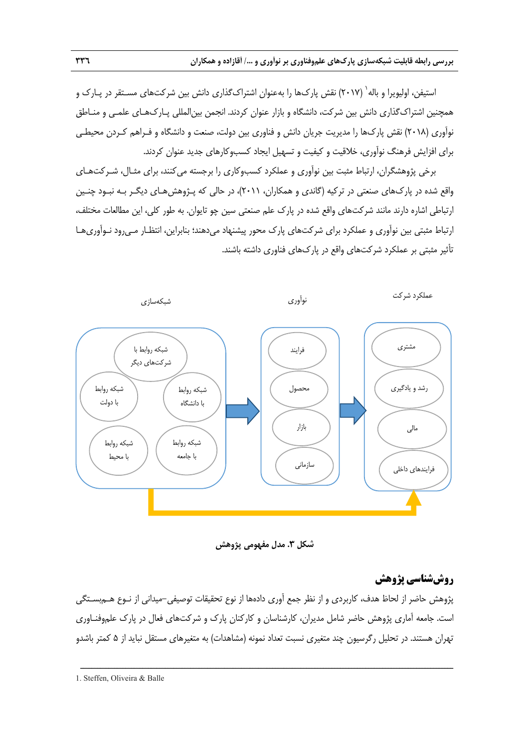استیفن، اولیویرا و باله[1] (۲۰۱۷) نقش پارک‌ها را به‌عنوان اشتراک‌گذاری دانش بین شرکت‌های مستقر در پارک و همچنین اشتراک‌گذاری دانش بین شرکت، دانشگاه و بازار عنوان کردند. انجمن بین‌المللی پارک‌های علمی و مناطق نوآوری (۲۰۱۸) نقش پارک‌ها را مدیریت جریان دانش و فناوری بین دولت، صنعت و دانشگاه و فراهم کردن محیطی برای افزایش فرهنگ نوآوری، خلاقیت و کیفیت و تسهیل ایجاد کسب‌وکارهای جدید عنوان کردند.

برخی پژوهشگران، ارتباط مثبت بین نوآوری و عملکرد کسب‌وکاری را برجسته می‌کنند، برای مثال، شرکت‌های واقع شده در پارک‌های صنعتی در ترکیه (گاندی و همکاران، ۲۰۱۱)، در حالی که پژوهش‌های دیگر به نبود چنین ارتباطی اشاره دارند مانند شرکت‌های واقع شده در پارک علم صنعتی سین چو تایوان. به طور کلی، این مطالعات مختلف، ارتباط مثبتی بین نوآوری و عملکرد برای شرکت‌های پارک محور پیشنهاد می‌دهند؛ بنابراین، انتظار می‌رود نوآوری‌ها تأثیر مثبتی بر عملکرد شرکت‌های واقع در پارک‌های فناوری داشته باشند.

شبکه‌سازی: شبکه روابط با شرکت‌های دیگر، شبکه روابط با دولت، شبکه روابط با دانشگاه، شبکه روابط با محیط، شبکه روابط با جامعه
نوآوری: فرایند، محصول، بازار، سازمانی
عملکرد شرکت: مشتری، رشد و یادگیری، مالی، فرایندهای داخلی

**شکل ۳. مدل مفهومی پژوهش**

## روش‌شناسی پژوهش

پژوهش حاضر از لحاظ هدف، کاربردی و از نظر جمع آوری داده‌ها از نوع تحقیقات توصیفی–میدانی از نوع همبستگی است. جامعه آماری پژوهش حاضر شامل مدیران، کارشناسان و کارکنان پارک و شرکت‌های فعال در پارک علم‌وفناوری تهران هستند. در تحلیل رگرسیون چند متغیری نسبت تعداد نمونه (مشاهدات) به متغیرهای مستقل نباید از ۵ کمتر باشد

---

1. Steffen, Oliveira & Balle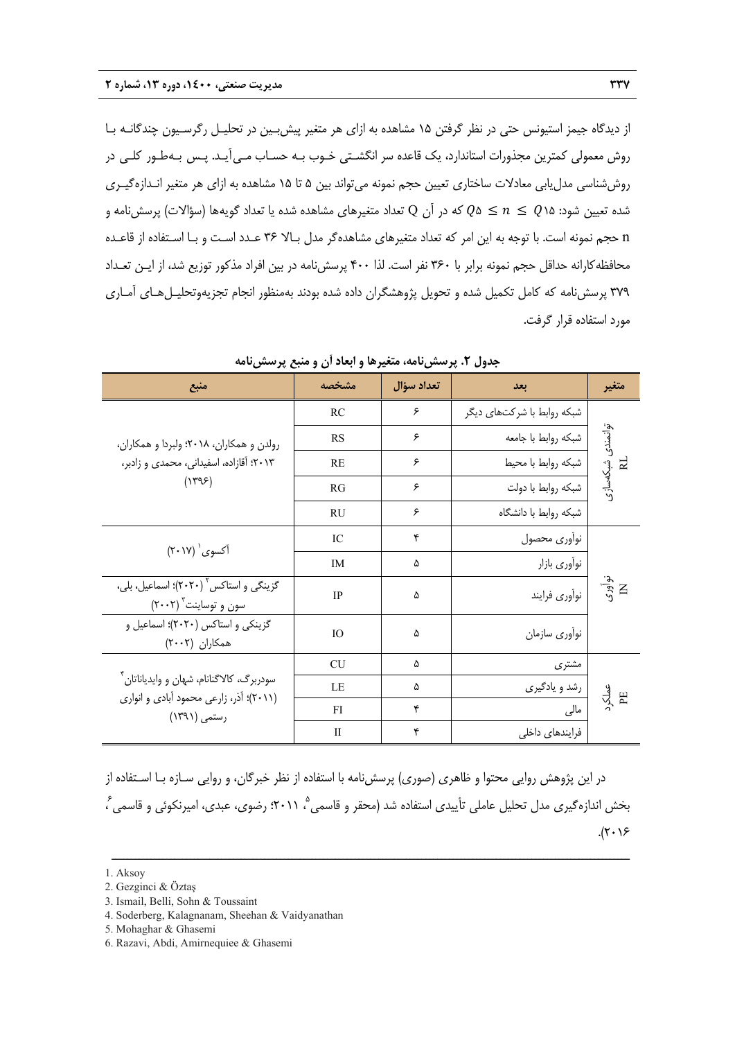از دیدگاه جیمز استیونس حتی در نظر گرفتن ۱۵ مشاهده به ازای هر متغیر پیش‌بین در تحلیل رگرسیون چندگانه با روش معمولی کمترین مجذورات استاندارد، یک قاعده سر انگشتی خوب به حساب می‌آید. پس به‌طور کلی در روش‌شناسی مدل‌یابی معادلات ساختاری تعیین حجم نمونه می‌تواند بین ۵ تا ۱۵ مشاهده به ازای هر متغیر اندازه‌گیری شده تعیین شود: $Q5 \leq n \leq Q15$ که در آن Q تعداد متغیرهای مشاهده شده یا تعداد گویه‌ها (سؤالات) پرسش‌نامه و n حجم نمونه است. با توجه به این امر که تعداد متغیرهای مشاهده‌گر مدل بالا ۳۶ عدد است و با استفاده از قاعده محافظه‌کارانه حداقل حجم نمونه برابر با ۳۶۰ نفر است. لذا ۴۰۰ پرسش‌نامه در بین افراد مذکور توزیع شد، از این تعداد ۳۷۹ پرسش‌نامه که کامل تکمیل شده و تحویل پژوهشگران داده شده بودند به‌منظور انجام تجزیه‌وتحلیل‌های آماری مورد استفاده قرار گرفت.

**جدول ۲. پرسش‌نامه، متغیرها و ابعاد آن و منبع پرسش‌نامه**

| متغیر | بعد | تعداد سؤال | مشخصه | منبع |
|---|---|---|---|---|
| توانمندی شبکه‌سازی RL | شبکه روابط با شرکت‌های دیگر | ۶ | RC | رولدن و همکاران، ۲۰۱۸؛ ولبردا و همکاران، ۲۰۱۳؛ آقازاده، اسفیدانی، محمدی و زادبر، (۱۳۹۶) |
| | شبکه روابط با جامعه | ۶ | RS | |
| | شبکه روابط با محیط | ۶ | RE | |
| | شبکه روابط با دولت | ۶ | RG | |
| | شبکه روابط با دانشگاه | ۶ | RU | |
| نوآوری IN | نوآوری محصول | ۴ | IC | آکسوی[1] (۲۰۱۷) |
| | نوآوری بازار | ۵ | IM | |
| | نوآوری فرایند | ۵ | IP | گزینگی و استاکس[2] (۲۰۲۰)؛ اسماعیل، بلی، سون و توساینت[3] (۲۰۰۲) |
| | نوآوری سازمان | ۵ | IO | گزینکی و استاکس (۲۰۲۰)؛ اسماعیل و همکاران (۲۰۰۲) |
| عملکرد PE | مشتری | ۵ | CU | سودربرگ، کالاگنانام، شهان و وایدیاناتان[4] (۲۰۱۱)؛ آذر، زارعی محمود آبادی و انواری رستمی (۱۳۹۱) |
| | رشد و یادگیری | ۵ | LE | |
| | مالی | ۴ | FI | |
| | فرایندهای داخلی | ۴ | II | |

در این پژوهش روایی محتوا و ظاهری (صوری) پرسش‌نامه با استفاده از نظر خبرگان، و روایی سازه با استفاده از بخش اندازه‌گیری مدل تحلیل عاملی تأییدی استفاده شد (محقر و قاسمی[5]، ۲۰۱۱؛ رضوی، عبدی، امیرنکوئی و قاسمی[6]، ۲۰۱۶).

---

1. Aksoy
2. Gezginci & Öztaş
3. Ismail, Belli, Sohn & Toussaint
4. Soderberg, Kalagnanam, Sheehan & Vaidyanathan
5. Mohaghar & Ghasemi
6. Razavi, Abdi, Amirnequiee & Ghasemi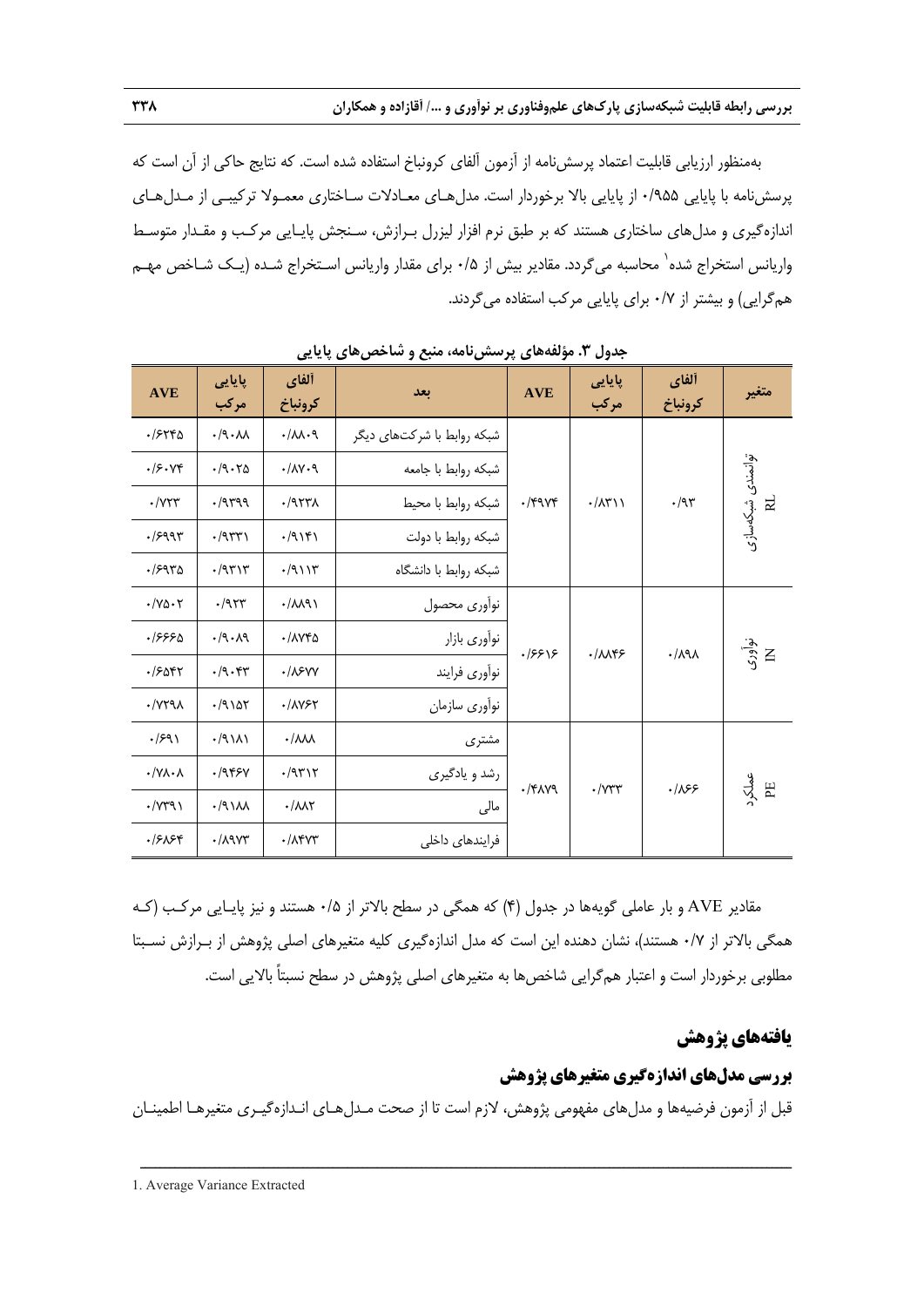به‌منظور ارزیابی قابلیت اعتماد پرسش‌نامه از آزمون آلفای کرونباخ استفاده شده است. که نتایج حاکی از آن است که پرسش‌نامه با پایایی ۰/۹۵۵ از پایایی بالا برخوردار است. مدل‌های معادلات ساختاری معمولا ترکیبی از مدل‌های اندازه‌گیری و مدل‌های ساختاری هستند که بر طبق نرم افزار لیزرل برازش، سنجش پایایی مرکب و مقدار متوسط واریانس استخراج شده[1] محاسبه می‌گردد. مقادیر بیش از ۰/۵ برای مقدار واریانس استخراج شده (یک شاخص مهم همگرایی) و بیشتر از ۰/۷ برای پایایی مرکب استفاده می‌گردند.

**جدول ۳. مؤلفه‌های پرسش‌نامه، منبع و شاخص‌های پایایی**

| متغیر | آلفای کرونباخ | پایایی مرکب | AVE | بعد | آلفای کرونباخ | پایایی مرکب | AVE |
|---|---|---|---|---|---|---|---|
| توانمندی شبکه‌سازی RL | ۰/۹۳ | ۰/۸۳۱۱ | ۰/۴۹۷۴ | شبکه روابط با شرکت‌های دیگر | ۰/۸۸۰۹ | ۰/۹۰۸۸ | ۰/۶۲۴۵ |
| | | | | شبکه روابط با جامعه | ۰/۸۷۰۹ | ۰/۹۰۲۵ | ۰/۶۰۷۴ |
| | | | | شبکه روابط با محیط | ۰/۹۲۳۸ | ۰/۹۳۹۹ | ۰/۷۲۳ |
| | | | | شبکه روابط با دولت | ۰/۹۱۴۱ | ۰/۹۳۳۱ | ۰/۶۹۹۳ |
| | | | | شبکه روابط با دانشگاه | ۰/۹۱۱۳ | ۰/۹۳۱۳ | ۰/۶۹۳۵ |
| نوآوری IN | ۰/۸۹۸ | ۰/۸۸۴۶ | ۰/۶۶۱۶ | نوآوری محصول | ۰/۸۸۹۱ | ۰/۹۲۳ | ۰/۷۵۰۲ |
| | | | | نوآوری بازار | ۰/۸۷۴۵ | ۰/۹۰۸۹ | ۰/۶۶۶۵ |
| | | | | نوآوری فرایند | ۰/۸۶۷۷ | ۰/۹۰۴۳ | ۰/۶۵۴۲ |
| | | | | نوآوری سازمان | ۰/۸۷۶۲ | ۰/۹۱۵۲ | ۰/۷۲۹۸ |
| عملکرد PE | ۰/۸۶۶ | ۰/۷۲۳ | ۰/۴۸۷۹ | مشتری | ۰/۸۸۸ | ۰/۹۱۸۱ | ۰/۶۹۱ |
| | | | | رشد و یادگیری | ۰/۹۳۱۲ | ۰/۹۴۶۷ | ۰/۷۸۰۸ |
| | | | | مالی | ۰/۸۸۲ | ۰/۹۱۸۸ | ۰/۷۳۹۱ |
| | | | | فرایندهای داخلی | ۰/۸۴۷۳ | ۰/۸۹۷۳ | ۰/۶۸۶۴ |

مقادیر AVE و بار عاملی گویه‌ها در جدول (۴) که همگی در سطح بالاتر از ۰/۵ هستند و نیز پایایی مرکب (که همگی بالاتر از ۰/۷ هستند)، نشان دهنده این است که مدل اندازه‌گیری کلیه متغیرهای اصلی پژوهش از برازش نسبتا مطلوبی برخوردار است و اعتبار همگرایی شاخص‌ها به متغیرهای اصلی پژوهش در سطح نسبتاً بالایی است.

## یافته‌های پژوهش

### بررسی مدل‌های اندازه‌گیری متغیرهای پژوهش

قبل از آزمون فرضیه‌ها و مدل‌های مفهومی پژوهش، لازم است تا از صحت مدل‌های اندازه‌گیری متغیرها اطمینان

---

1. Average Variance Extracted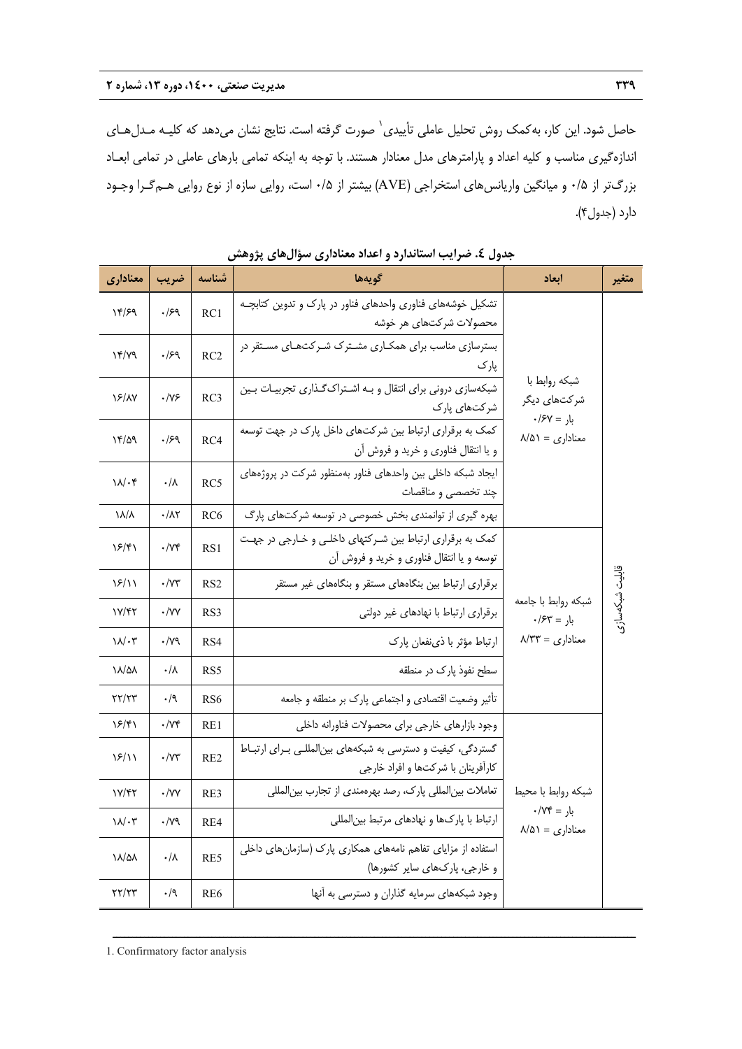حاصل شود. این کار، به‌کمک روش تحلیل عاملی تأییدی[1] صورت گرفته است. نتایج نشان می‌دهد که کلیه مدل‌های اندازه‌گیری مناسب و کلیه اعداد و پارامترهای مدل معنادار هستند. با توجه به اینکه تمامی بارهای عاملی در تمامی ابعاد بزرگ‌تر از ۰/۵ و میانگین واریانس‌های استخراجی (AVE) بیشتر از ۰/۵ است، روایی سازه از نوع روایی هم‌گرا وجود دارد (جدول۴).

**جدول ٤. ضرایب استاندارد و اعداد معناداری سؤال‌های پژوهش**

| متغیر | ابعاد | گویه‌ها | شناسه | ضریب | معناداری |
|---|---|---|---|---|---|
| قابلیت شبکه‌سازی | شبکه روابط با شرکت‌های دیگر بار = ۰/۶۷ معناداری = ۸/۵۱ | تشکیل خوشه‌های فناوری واحدهای فناور در پارک و تدوین کتابچه محصولات شرکت‌های هر خوشه | RC1 | ۰/۶۹ | ۱۴/۶۹ |
| | | بسترسازی مناسب برای همکاری مشترک شرکت‌های مستقر در پارک | RC2 | ۰/۶۹ | ۱۴/۷۹ |
| | | شبکه‌سازی درونی برای انتقال و به اشتراک‌گذاری تجربیات بین شرکت‌های پارک | RC3 | ۰/۷۶ | ۱۶/۸۷ |
| | | کمک به برقراری ارتباط بین شرکت‌های داخل پارک در جهت توسعه و یا انتقال فناوری و خرید و فروش آن | RC4 | ۰/۶۹ | ۱۴/۵۹ |
| | | ایجاد شبکه داخلی بین واحدهای فناور به‌منظور شرکت در پروژه‌های چند تخصصی و مناقصات | RC5 | ۰/۸ | ۱۸/۰۴ |
| | | بهره گیری از توانمندی بخش خصوصی در توسعه شرکت‌های پارک | RC6 | ۰/۸۲ | ۱۸/۸ |
| | شبکه روابط با جامعه بار = ۰/۶۳ معناداری = ۸/۳۳ | کمک به برقراری ارتباط بین شرکتهای داخلی و خارجی در جهت توسعه و یا انتقال فناوری و خرید و فروش آن | RS1 | ۰/۷۴ | ۱۶/۴۱ |
| | | برقراری ارتباط بین بنگاه‌های مستقر و بنگاه‌های غیر مستقر | RS2 | ۰/۷۳ | ۱۶/۱۱ |
| | | برقراری ارتباط با نهادهای غیر دولتی | RS3 | ۰/۷۷ | ۱۷/۴۲ |
| | | ارتباط مؤثر با ذی‌نفعان پارک | RS4 | ۰/۷۹ | ۱۸/۰۳ |
| | | سطح نفوذ پارک در منطقه | RS5 | ۰/۸ | ۱۸/۵۸ |
| | | تأثیر وضعیت اقتصادی و اجتماعی پارک بر منطقه و جامعه | RS6 | ۰/۹ | ۲۲/۲۳ |
| | شبکه روابط با محیط بار = ۰/۷۴ معناداری = ۸/۵۱ | وجود بازارهای خارجی برای محصولات فناورانه داخلی | RE1 | ۰/۷۴ | ۱۶/۴۱ |
| | | گستردگی، کیفیت و دسترسی به شبکه‌های بین‌المللی برای ارتباط کارآفرینان با شرکت‌ها و افراد خارجی | RE2 | ۰/۷۳ | ۱۶/۱۱ |
| | | تعاملات بین‌المللی پارک، رصد بهره‌مندی از تجارب بین‌المللی | RE3 | ۰/۷۷ | ۱۷/۴۲ |
| | | ارتباط با پارک‌ها و نهادهای مرتبط بین‌المللی | RE4 | ۰/۷۹ | ۱۸/۰۳ |
| | | استفاده از مزایای تفاهم نامه‌های همکاری پارک (سازمان‌های داخلی و خارجی، پارک‌های سایر کشورها) | RE5 | ۰/۸ | ۱۸/۵۸ |
| | | وجود شبکه‌های سرمایه گذاران و دسترسی به آنها | RE6 | ۰/۹ | ۲۲/۲۳ |

---

1. Confirmatory factor analysis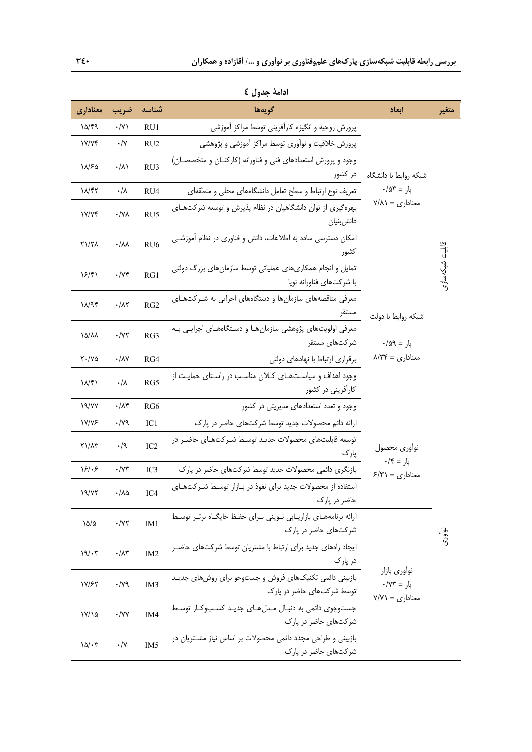**ادامهٔ جدول ٤**

| متغیر | ابعاد | گویه‌ها | شناسه | ضریب | معناداری |
|---|---|---|---|---|---|
| قابلیت شبکه‌سازی | شبکه روابط با دانشگاه بار = ۰/۵۳ معناداری = ۷/۸۱ | پرورش روحیه و انگیزه کارآفرینی توسط مراکز آموزشی | RU1 | ۰/۷۱ | ۱۵/۴۹ |
| | | پرورش خلاقیت و نوآوری توسط مراکز آموزشی و پژوهشی | RU2 | ۰/۷ | ۱۷/۷۴ |
| | | وجود و پرورش استعدادهای فنی و فناورانه (کارکنان و متخصصان) در کشور | RU3 | ۰/۸۱ | ۱۸/۶۵ |
| | | تعریف نوع ارتباط و سطح تعامل دانشگاه‌های محلی و منطقه‌ای | RU4 | ۰/۸ | ۱۸/۴۲ |
| | | بهره‌گیری از توان دانشگاهیان در نظام پذیرش و توسعه شرکت‌های دانش‌بنیان | RU5 | ۰/۷۸ | ۱۷/۷۴ |
| | | امکان دسترسی ساده به اطلاعات، دانش و فناوری در نظام آموزشی کشور | RU6 | ۰/۸۸ | ۲۱/۲۸ |
| | شبکه روابط با دولت بار = ۰/۵۹ معناداری = ۸/۳۴ | تمایل و انجام همکاری‌های عملیاتی توسط سازمان‌های بزرگ دولتی با شرکت‌های فناورانه نوپا | RG1 | ۰/۷۴ | ۱۶/۴۱ |
| | | معرفی مناقصه‌های سازمان‌ها و دستگاه‌های اجرایی به شرکت‌های مستقر | RG2 | ۰/۸۲ | ۱۸/۹۴ |
| | | معرفی اولویت‌های پژوهشی سازمان‌ها و دستگاه‌های اجرایی به شرکت‌های مستقر | RG3 | ۰/۷۲ | ۱۵/۸۸ |
| | | برقراری ارتباط با نهادهای دولتی | RG4 | ۰/۸۷ | ۲۰/۷۵ |
| | | وجود اهداف و سیاست‌های کلان مناسب در راستای حمایت از کارآفرینی در کشور | RG5 | ۰/۸ | ۱۸/۴۱ |
| | | وجود و تعدد استعدادهای مدیریتی در کشور | RG6 | ۰/۸۴ | ۱۹/۷۷ |
| نوآوری | نوآوری محصول بار = ۰/۴ معناداری = ۶/۳۱ | ارائه دائم محصولات جدید توسط شرکت‌های حاضر در پارک | IC1 | ۰/۷۹ | ۱۷/۷۶ |
| | | توسعه قابلیت‌های محصولات جدید توسط شرکت‌های حاضر در پارک | IC2 | ۰/۹ | ۲۱/۸۳ |
| | | بازنگری دائمی محصولات جدید توسط شرکت‌های حاضر در پارک | IC3 | ۰/۷۳ | ۱۶/۰۶ |
| | | استفاده از محصولات جدید برای نفوذ در بازار توسط شرکت‌های حاضر در پارک | IC4 | ۰/۸۵ | ۱۹/۷۲ |
| | نوآوری بازار بار = ۰/۷۳ معناداری = ۷/۷۱ | ارائه برنامه‌های بازاریابی نوینی برای حفظ جایگاه برتر توسط شرکت‌های حاضر در پارک | IM1 | ۰/۷۲ | ۱۵/۵ |
| | | ایجاد راه‌های جدید برای ارتباط با مشتریان توسط شرکت‌های حاضر در پارک | IM2 | ۰/۸۳ | ۱۹/۰۳ |
| | | بازبینی دائمی تکنیک‌های فروش و جستجو برای روش‌های جدید توسط شرکت‌های حاضر در پارک | IM3 | ۰/۷۹ | ۱۷/۶۲ |
| | | جست‌وجوی دائمی به دنبال مدل‌های جدید کسب‌وکار توسط شرکت‌های حاضر در پارک | IM4 | ۰/۷۷ | ۱۷/۱۵ |
| | | بازبینی و طراحی مجدد دائمی محصولات بر اساس نیاز مشتریان در شرکت‌های حاضر در پارک | IM5 | ۰/۷ | ۱۵/۰۳ |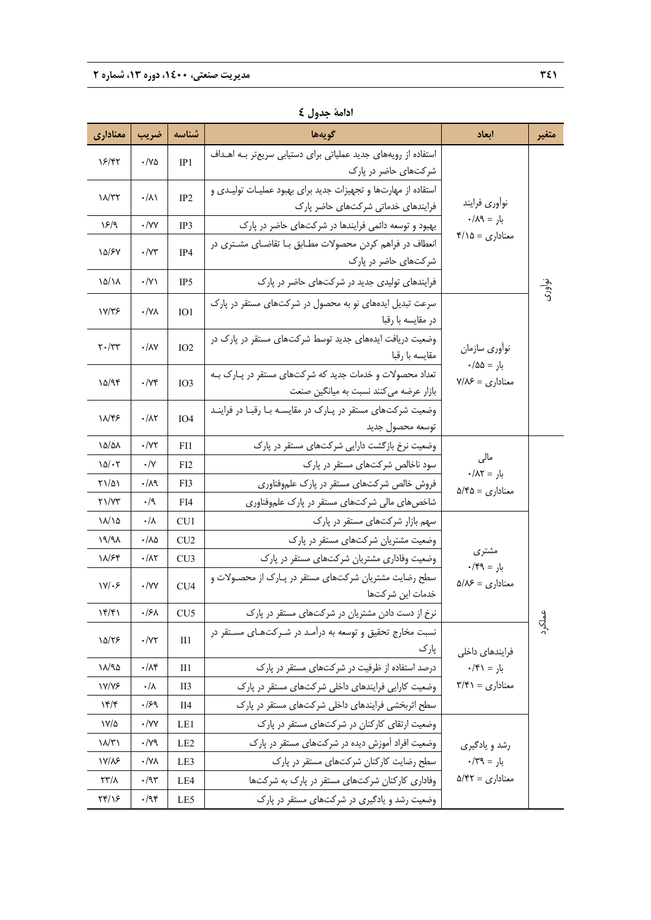**ادامهٔ جدول ٤**

| متغیر | ابعاد | گویه‌ها | شناسه | ضریب | معناداری |
|---|---|---|---|---|---|
| نوآوری | نوآوری فرایند<br>بار = ۰/۸۹<br>معناداری = ۴/۱۵ | استفاده از رویه‌های جدید عملیاتی برای دستیابی سریع‌تر بـه اهـداف شرکت‌های حاضر در پارک | IP1 | ۰/۷۵ | ۱۶/۴۲ |
| | | استفاده از مهارت‌ها و تجهیزات جدید برای بهبود عملیـات تولیـدی و فرایندهای خدماتی شرکت‌های حاضر پارک | IP2 | ۰/۸۱ | ۱۸/۳۲ |
| | | بهبود و توسعه دائمی فرایندها در شرکت‌های حاضر در پارک | IP3 | ۰/۷۷ | ۱۶/۹ |
| | | انعطاف در فراهم کردن محصولات مطـابق بـا تقاضـای مشـتری در شرکت‌های حاضر در پارک | IP4 | ۰/۷۳ | ۱۵/۶۷ |
| | | فرایندهای تولیدی جدید در شرکت‌های حاضر در پارک | IP5 | ۰/۷۱ | ۱۵/۱۸ |
| | نوآوری سازمان<br>بار = ۰/۵۵<br>معناداری = ۷/۸۶ | سرعت تبدیل ایده‌های نو به محصول در شرکت‌های مستقر در پارک در مقایسه با رقبا | IO1 | ۰/۷۸ | ۱۷/۳۶ |
| | | وضعیت دریافت ایده‌های جدید توسط شرکت‌های مستقر در پارک در مقایسه با رقبا | IO2 | ۰/۸۷ | ۲۰/۳۳ |
| | | تعداد محصولات و خدمات جدید که شرکت‌های مستقر در پـارک بـه بازار عرضه می‌کنند نسبت به میانگین صنعت | IO3 | ۰/۷۴ | ۱۵/۹۴ |
| | | وضعیت شرکت‌های مستقر در پـارک در مقایسـه بـا رقبـا در فراینـد توسعه محصول جدید | IO4 | ۰/۸۲ | ۱۸/۴۶ |
| عملکرد | مالی<br>بار = ۰/۸۲<br>معناداری = ۵/۴۵ | وضعیت نرخ بازگشت دارایی شرکت‌های مستقر در پارک | FI1 | ۰/۷۲ | ۱۵/۵۸ |
| | | سود ناخالص شرکت‌های مستقر در پارک | FI2 | ۰/۷ | ۱۵/۰۲ |
| | | فروش خالص شرکت‌های مستقر در پارک علم‌وفناوری | FI3 | ۰/۸۹ | ۲۱/۵۱ |
| | | شاخص‌های مالی شرکت‌های مستقر در پارک علم‌وفناوری | FI4 | ۰/۹ | ۲۱/۷۳ |
| | مشتری<br>بار = ۰/۴۹<br>معناداری = ۵/۸۶ | سهم بازار شرکت‌های مستقر در پارک | CU1 | ۰/۸ | ۱۸/۱۵ |
| | | وضعیت مشتریان شرکت‌های مستقر در پارک | CU2 | ۰/۸۵ | ۱۹/۹۸ |
| | | وضعیت وفاداری مشتریان شرکت‌های مستقر در پارک | CU3 | ۰/۸۲ | ۱۸/۶۴ |
| | | سطح رضایت مشتریان شرکت‌های مستقر در پـارک از محصـولات و خدمات این شرکت‌ها | CU4 | ۰/۷۷ | ۱۷/۰۶ |
| | | نرخ از دست دادن مشتریان در شرکت‌های مستقر در پارک | CU5 | ۰/۶۸ | ۱۴/۴۱ |
| | فرایندهای داخلی<br>بار = ۰/۴۱<br>معناداری = ۳/۴۱ | نسبت مخارج تحقیق و توسعه به درآمـد در شـرکت‌هـای مسـتقر در پارک | II1 | ۰/۷۲ | ۱۵/۲۶ |
| | | درصد استفاده از ظرفیت در شرکت‌های مستقر در پارک | II1 | ۰/۸۴ | ۱۸/۹۵ |
| | | وضعیت کارایی فرایندهای داخلی شرکت‌های مستقر در پارک | II3 | ۰/۸ | ۱۷/۷۶ |
| | | سطح اثربخشی فرایندهای داخلی شرکت‌های مستقر در پارک | II4 | ۰/۶۹ | ۱۴/۴ |
| | رشد و یادگیری<br>بار = ۰/۳۹<br>معناداری = ۵/۴۲ | وضعیت ارتقای کارکنان در شرکت‌های مستقر در پارک | LE1 | ۰/۷۷ | ۱۷/۵ |
| | | وضعیت افراد آموزش دیده در شرکت‌های مستقر در پارک | LE2 | ۰/۷۹ | ۱۸/۳۱ |
| | | سطح رضایت کارکنان شرکت‌های مستقر در پارک | LE3 | ۰/۷۸ | ۱۷/۸۶ |
| | | وفاداری کارکنان شرکت‌های مستقر در پارک به شرکت‌ها | LE4 | ۰/۹۳ | ۲۳/۸ |
| | | وضعیت رشد و یادگیری در شرکت‌های مستقر در پارک | LE5 | ۰/۹۴ | ۲۴/۱۶ |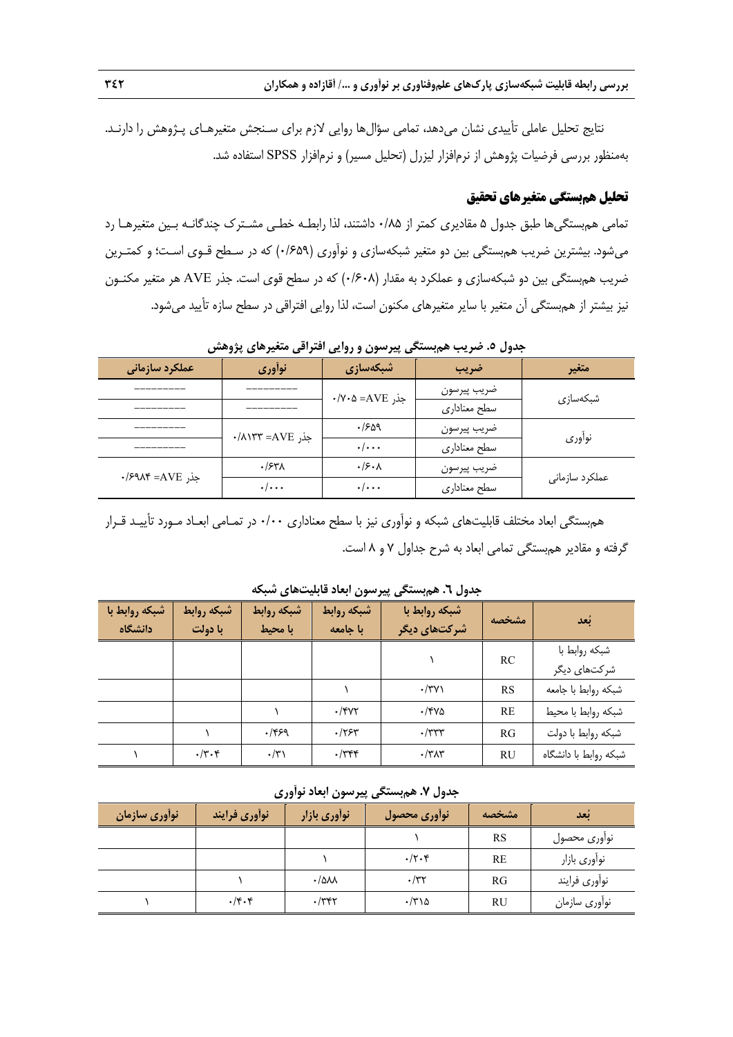نتایج تحلیل عاملی تأییدی نشان می‌دهد، تمامی سؤال‌ها روایی لازم برای سنجش متغیرهای پژوهش را دارند. به‌منظور بررسی فرضیات پژوهش از نرم‌افزار لیزرل (تحلیل مسیر) و نرم‌افزار SPSS استفاده شد.

## تحلیل همبستگی متغیرهای تحقیق

تمامی همبستگی‌ها طبق جدول ۵ مقادیری کمتر از ۰/۸۵ داشتند، لذا رابطه خطی مشترک چندگانه بین متغیرها رد می‌شود. بیشترین ضریب همبستگی بین دو متغیر شبکه‌سازی و نوآوری (۰/۶۵۹) که در سطح قوی است؛ و کمترین ضریب همبستگی بین دو شبکه‌سازی و عملکرد به مقدار (۰/۶۰۸) که در سطح قوی است. جذر AVE هر متغیر مکنون نیز بیشتر از همبستگی آن متغیر با سایر متغیرهای مکنون است، لذا روایی افتراقی در سطح سازه تأیید می‌شود.

**جدول ۵. ضریب همبستگی پیرسون و روایی افتراقی متغیرهای پژوهش**

| متغیر | ضریب | شبکه‌سازی | نوآوری | عملکرد سازمانی |
|---|---|---|---|---|
| شبکه‌سازی | ضریب پیرسون | جذر AVE= ۰/۷۰۵ | --------- | --------- |
| | سطح معناداری | | --------- | --------- |
| نوآوری | ضریب پیرسون | ۰/۶۵۹ | جذر AVE= ۰/۸۱۳۳ | --------- |
| | سطح معناداری | ۰/۰۰۰ | | --------- |
| عملکرد سازمانی | ضریب پیرسون | ۰/۶۰۸ | ۰/۶۳۸ | جذر AVE= ۰/۶۹۸۴ |
| | سطح معناداری | ۰/۰۰۰ | ۰/۰۰۰ | |

همبستگی ابعاد مختلف قابلیت‌های شبکه و نوآوری نیز با سطح معناداری ۰/۰۰ در تمامی ابعاد مورد تأیید قرار گرفته و مقادیر همبستگی تمامی ابعاد به شرح جداول ۷ و ۸ است.

**جدول ٦. همبستگی پیرسون ابعاد قابلیت‌های شبکه**

| بُعد | مشخصه | شبکه روابط با شرکت‌های دیگر | شبکه روابط با جامعه | شبکه روابط با محیط | شبکه روابط با دولت | شبکه روابط با دانشگاه |
|---|---|---|---|---|---|---|
| شبکه روابط با شرکت‌های دیگر | RC | ۱ | | | | |
| شبکه روابط با جامعه | RS | ۰/۳۷۱ | ۱ | | | |
| شبکه روابط با محیط | RE | ۰/۴۷۵ | ۰/۴۷۲ | ۱ | | |
| شبکه روابط با دولت | RG | ۰/۳۳۳ | ۰/۲۶۳ | ۰/۴۶۹ | ۱ | |
| شبکه روابط با دانشگاه | RU | ۰/۳۸۳ | ۰/۳۴۴ | ۰/۳۱ | ۰/۳۰۴ | ۱ |

**جدول ۷. همبستگی پیرسون ابعاد نوآوری**

| بُعد | مشخصه | نوآوری محصول | نوآوری بازار | نوآوری فرایند | نوآوری سازمان |
|---|---|---|---|---|---|
| نوآوری محصول | RS | ۱ | | | |
| نوآوری بازار | RE | ۰/۲۰۴ | ۱ | | |
| نوآوری فرایند | RG | ۰/۳۲ | ۰/۵۸۸ | ۱ | |
| نوآوری سازمان | RU | ۰/۳۱۵ | ۰/۳۴۲ | ۰/۴۰۴ | ۱ |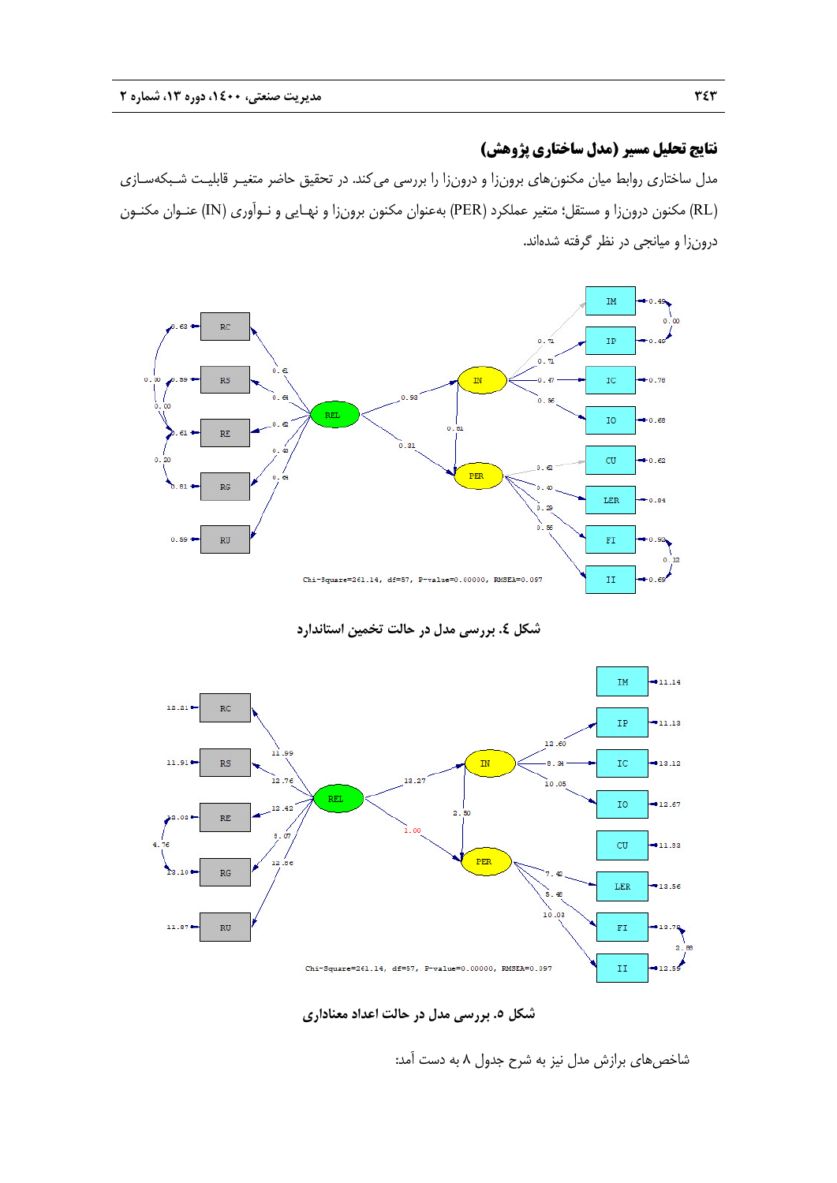### نتایج تحلیل مسیر (مدل ساختاری پژوهش)

مدل ساختاری روابط میان مکنون‌های برون‌زا و درون‌زا را بررسی می‌کند. در تحقیق حاضر متغیر قابلیت شبکه‌سازی (RL) مکنون درون‌زا و مستقل؛ متغیر عملکرد (PER) به‌عنوان مکنون برون‌زا و نهایی و نوآوری (IN) عنوان مکنون درون‌زا و میانجی در نظر گرفته شده‌اند.

شکل ٤. بررسی مدل در حالت تخمین استاندارد

شکل ٥. بررسی مدل در حالت اعداد معناداری

شاخص‌های برازش مدل نیز به شرح جدول ٨ به دست آمد: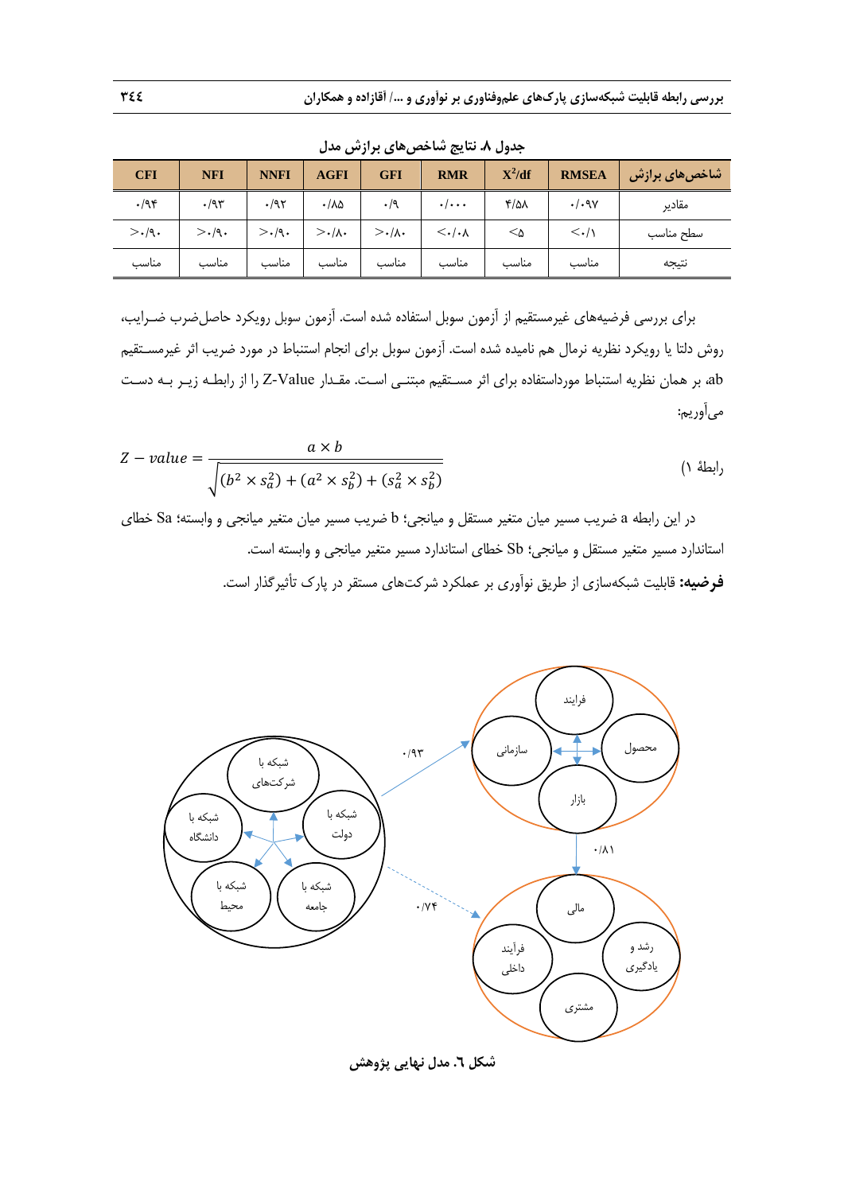جدول ۸. نتایج شاخص‌های برازش مدل

| شاخص‌های برازش | RMSEA | $X^2/df$ | RMR | GFI | AGFI | NNFI | NFI | CFI |
|---|---|---|---|---|---|---|---|---|
| مقادیر | ۰/۰۹۷ | ۴/۵۸ | ۰/۰۰۰ | ۰/۹ | ۰/۸۵ | ۰/۹۲ | ۰/۹۳ | ۰/۹۴ |
| سطح مناسب | <۰/۱ | <۵ | <۰/۰۸ | >۰/۸۰ | >۰/۸۰ | >۰/۹۰ | >۰/۹۰ | >۰/۹۰ |
| نتیجه | مناسب | مناسب | مناسب | مناسب | مناسب | مناسب | مناسب | مناسب |

برای بررسی فرضیه‌های غیرمستقیم از آزمون سوبل استفاده شده است. آزمون سوبل رویکرد حاصل‌ضرب ضرایب، روش دلتا یا رویکرد نظریه نرمال هم نامیده شده است. آزمون سوبل برای انجام استنباط در مورد ضریب اثر غیرمستقیم ab، بر همان نظریه استنباط مورداستفاده برای اثر مستقیم مبتنی است. مقدار Z-Value را از رابطه زیر به دست می‌آوریم:

$$Z - value = \frac{a \times b}{\sqrt{(b^2 \times s_a^2) + (a^2 \times s_b^2) + (s_a^2 \times s_b^2)}} \quad \text{(۱ رابطهٔ)}$$

در این رابطه a ضریب مسیر میان متغیر مستقل و میانجی؛ b ضریب مسیر میان متغیر میانجی و وابسته؛ Sa خطای استاندارد مسیر متغیر مستقل و میانجی؛ Sb خطای استاندارد مسیر متغیر میانجی و وابسته است.

**فرضیه:** قابلیت شبکه‌سازی از طریق نوآوری بر عملکرد شرکت‌های مستقر در پارک تأثیرگذار است.

شکل ٦. مدل نهایی پژوهش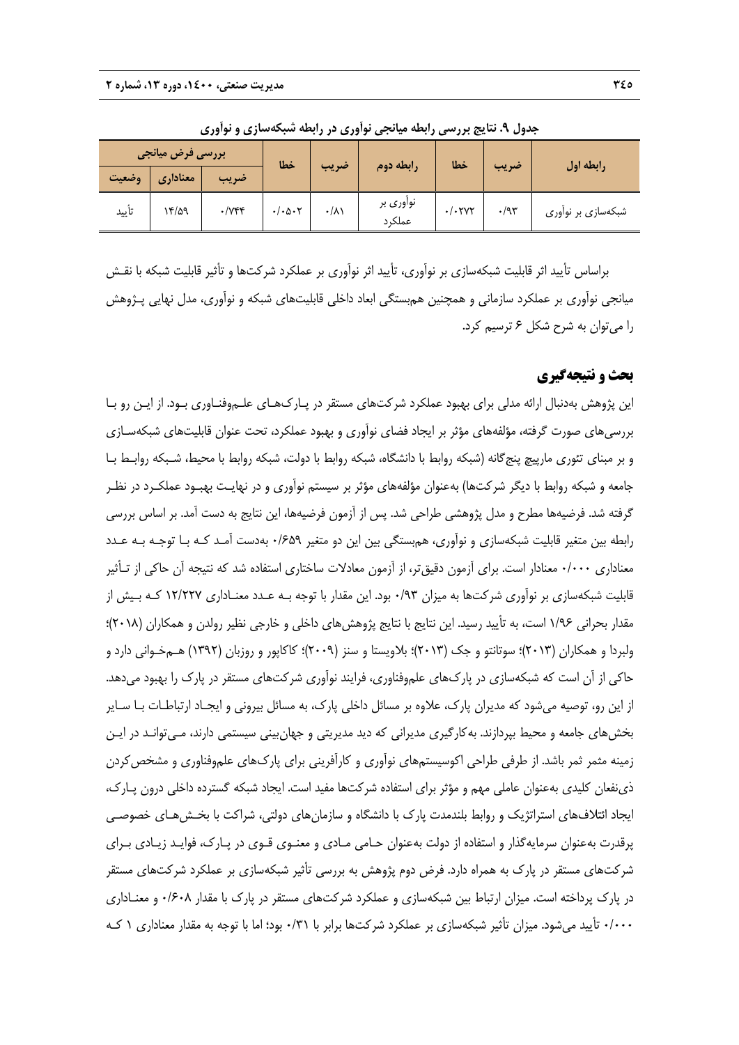جدول ۹. نتایج بررسی رابطه میانجی نوآوری در رابطه شبکه‌سازی و نوآوری

| رابطه اول | ضریب | خطا | رابطه دوم | ضریب | خطا | بررسی فرض میانجی | | |
|---|---|---|---|---|---|---|---|---|
| | | | | | | ضریب | معناداری | وضعیت |
| شبکه‌سازی بر نوآوری | ۰/۹۳ | ۰/۰۲۷۲ | نوآوری بر عملکرد | ۰/۸۱ | ۰/۰۵۰۲ | ۰/۷۴۴ | ۱۴/۵۹ | تأیید |

براساس تأیید اثر قابلیت شبکه‌سازی بر نوآوری، تأیید اثر نوآوری بر عملکرد شرکت‌ها و تأثیر قابلیت شبکه با نقش میانجی نوآوری بر عملکرد سازمانی و همچنین هم‌بستگی ابعاد داخلی قابلیت‌های شبکه و نوآوری، مدل نهایی پژوهش را می‌توان به شرح شکل ۶ ترسیم کرد.

## بحث و نتیجه‌گیری

این پژوهش به‌دنبال ارائه مدلی برای بهبود عملکرد شرکت‌های مستقر در پارک‌های علم‌وفناوری بود. از این رو با بررسی‌های صورت گرفته، مؤلفه‌های مؤثر بر ایجاد فضای نوآوری و بهبود عملکرد، تحت عنوان قابلیت‌های شبکه‌سازی و بر مبنای تئوری مارپیچ پنج‌گانه (شبکه روابط با دانشگاه، شبکه روابط با دولت، شبکه روابط با محیط، شبکه روابط با جامعه و شبکه روابط با دیگر شرکت‌ها) به‌عنوان مؤلفه‌های مؤثر بر سیستم نوآوری و در نهایت بهبود عملکرد در نظر گرفته شد. فرضیه‌ها مطرح و مدل پژوهشی طراحی شد. پس از آزمون فرضیه‌ها، این نتایج به دست آمد. بر اساس بررسی رابطه بین متغیر قابلیت شبکه‌سازی و نوآوری، هم‌بستگی بین این دو متغیر ۰/۶۵۹ به‌دست آمد که با توجه به عدد معناداری ۰/۰۰۰ معنادار است. برای آزمون دقیق‌تر، از آزمون معادلات ساختاری استفاده شد که نتیجه آن حاکی از تأثیر قابلیت شبکه‌سازی بر نوآوری شرکت‌ها به میزان ۰/۹۳ بود. این مقدار با توجه به عدد معناداری ۱۲/۲۲۷ که بیش از مقدار بحرانی ۱/۹۶ است، به تأیید رسید. این نتایج با نتایج پژوهش‌های داخلی و خارجی نظیر رولدن و همکاران (۲۰۱۸)؛ ولبردا و همکاران (۲۰۱۳)؛ سوتانتو و جک (۲۰۱۳)؛ بلاویستا و سنز (۲۰۰۹)؛ کاکاپور و روزبان (۱۳۹۲) هم‌خوانی دارد و حاکی از آن است که شبکه‌سازی در پارک‌های علم‌وفناوری، فرایند نوآوری شرکت‌های مستقر در پارک را بهبود می‌دهد. از این رو، توصیه می‌شود که مدیران پارک، علاوه بر مسائل داخلی پارک، به مسائل بیرونی و ایجاد ارتباطات با سایر بخش‌های جامعه و محیط بپردازند. به‌کارگیری مدیرانی که دید مدیریتی و جهان‌بینی سیستمی دارند، می‌توانند در این زمینه مثمر ثمر باشد. از طرفی طراحی اکوسیستم‌های نوآوری و کارآفرینی برای پارک‌های علم‌وفناوری و مشخص‌کردن ذی‌نفعان کلیدی به‌عنوان عاملی مهم و مؤثر برای استفاده شرکت‌ها مفید است. ایجاد شبکه گسترده داخلی درون پارک، ایجاد ائتلاف‌های استراتژیک و روابط بلندمدت پارک با دانشگاه و سازمان‌های دولتی، شراکت با بخش‌های خصوصی پرقدرت به‌عنوان سرمایه‌گذار و استفاده از دولت به‌عنوان حامی مادی و معنوی قوی در پارک، فواید زیادی برای شرکت‌های مستقر در پارک به همراه دارد. فرض دوم پژوهش به بررسی تأثیر شبکه‌سازی بر عملکرد شرکت‌های مستقر در پارک پرداخته است. میزان ارتباط بین شبکه‌سازی و عملکرد شرکت‌های مستقر در پارک با مقدار ۰/۶۰۸ و معناداری ۰/۰۰۰ تأیید می‌شود. میزان تأثیر شبکه‌سازی بر عملکرد شرکت‌ها برابر با ۰/۳۱ بود؛ اما با توجه به مقدار معناداری ۱ که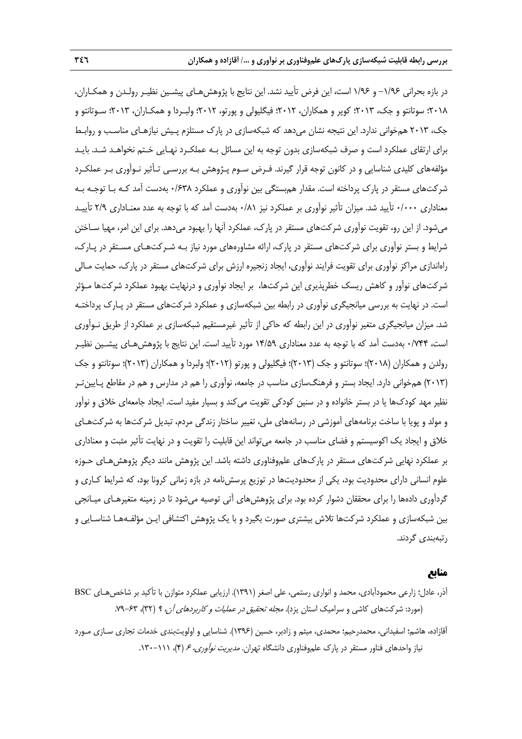در بازه بحرانی ۱/۹۶- و ۱/۹۶ است، این فرض تأیید نشد. این نتایج با پژوهش‌های پیشین نظیر رولدن و همکاران، ۲۰۱۸؛ سوتانتو و جک، ۲۰۱۳؛ کوپر و همکاران، ۲۰۱۲؛ فیگلیولی و پورتو، ۲۰۱۲؛ ولبردا و همکاران، ۲۰۱۳؛ سوتانتو و جک، ۲۰۱۳ هم‌خوانی ندارد. این نتیجه نشان می‌دهد که شبکه‌سازی در پارک مستلزم پیش نیازهای مناسب و روابط برای ارتقای عملکرد است و صرف شبکه‌سازی بدون توجه به این مسائل به عملکرد نهایی ختم نخواهد شد. باید مؤلفه‌های کلیدی شناسایی و در کانون توجه قرار گیرند. فرض سوم پژوهش به بررسی تأثیر نوآوری بر عملکرد شرکت‌های مستقر در پارک پرداخته است. مقدار همبستگی بین نوآوری و عملکرد ۰/۶۳۸ به‌دست آمد که با توجه به معناداری ۰/۰۰۰ تأیید شد. میزان تأثیر نوآوری بر عملکرد نیز ۰/۸۱ به‌دست آمد که با توجه به عدد معناداری ۲/۹ تأیید می‌شود. از این رو، تقویت نوآوری شرکت‌های مستقر در پارک، عملکرد آنها را بهبود می‌دهد. برای این امر، مهیا ساختن شرایط و بستر نوآوری برای شرکت‌های مستقر در پارک، ارائه مشاوره‌های مورد نیاز به شرکت‌های مستقر در پارک، راه‌اندازی مراکز نوآوری برای تقویت فرایند نوآوری، ایجاد زنجیره ارزش برای شرکت‌های مستقر در پارک، حمایت مالی شرکت‌های نوآور و کاهش ریسک خطرپذیری این شرکت‌ها، بر ایجاد نوآوری و درنهایت بهبود عملکرد شرکت‌ها مؤثر است. در نهایت به بررسی میانجیگری نوآوری در رابطه بین شبکه‌سازی و عملکرد شرکت‌های مستقر در پارک پرداخته شد. میزان میانجیگری متغیر نوآوری در این رابطه که حاکی از تأثیر غیرمستقیم شبکه‌سازی بر عملکرد از طریق نوآوری است، ۰/۷۴۴ به‌دست آمد که با توجه به عدد معناداری ۱۴/۵۹ مورد تأیید است. این نتایج با پژوهش‌های پیشین نظیر رولدن و همکاران (۲۰۱۸)؛ سوتانتو و جک (۲۰۱۳)؛ فیگلیولی و پورتو (۲۰۱۲)؛ ولبردا و همکاران (۲۰۱۳)؛ سوتانتو و جک (۲۰۱۳) هم‌خوانی دارد. ایجاد بستر و فرهنگ‌سازی مناسب در جامعه، نوآوری را هم در مدارس و هم در مقاطع پایین‌تر نظیر مهد کودک‌ها یا در بستر خانواده و در سنین کودکی تقویت می‌کند و بسیار مفید است. ایجاد جامعه‌ای خلاق و نوآور و مولد و پویا با ساخت برنامه‌های آموزشی در رسانه‌های ملی، تغییر ساختار زندگی مردم، تبدیل شرکت‌ها به شرکت‌های خلاق و ایجاد یک اکوسیستم و فضای مناسب در جامعه می‌تواند این قابلیت را تقویت و در نهایت تأثیر مثبت و معناداری بر عملکرد نهایی شرکت‌های مستقر در پارک‌های علم‌وفناوری داشته باشد. این پژوهش مانند دیگر پژوهش‌های حوزه علوم انسانی دارای محدودیت بود، یکی از محدودیت‌ها در توزیع پرسش‌نامه در بازه زمانی کرونا بود، که شرایط کاری و گردآوری داده‌ها را برای محققان دشوار کرده بود. برای پژوهش‌های آتی توصیه می‌شود تا در زمینه متغیرهای میانجی بین شبکه‌سازی و عملکرد شرکت‌ها تلاش بیشتری صورت بگیرد و با یک پژوهش اکتشافی این مؤلفه‌ها شناسایی و رتبه‌بندی گردند.

## منابع

آذر، عادل؛ زارعی محمودآبادی، محمد و انواری رستمی، علی اصغر (۱۳۹۱). ارزیابی عملکرد متوازن با تأکید بر شاخص‌های BSC (مورد: شرکت‌های کاشی و سرامیک استان یزد). *مجله تحقیق در عملیات و کاربردهای آن*، ۹ (۳۲)، ۶۳-۷۹.

آقازاده، هاشم؛ اسفیدانی، محمدرحیم؛ محمدی، میثم و زادبر، حسین (۱۳۹۶). شناسایی و اولویت‌بندی خدمات تجاری سازی مورد نیاز واحدهای فناور مستقر در پارک علم‌وفناوری دانشگاه تهران. *مدیریت نوآوری*، ۶ (۴)، ۱۱۱-۱۳۰.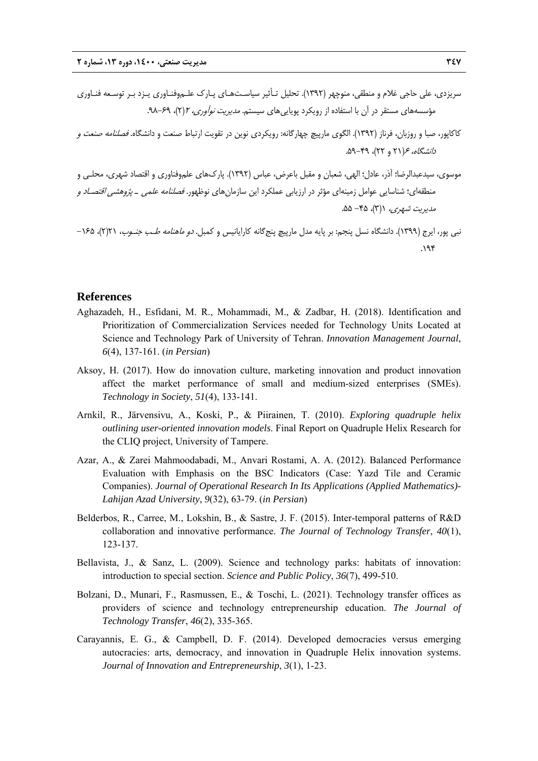سریزدی، علی حاجی غلام و منطقی، منوچهر (۱۳۹۲). تحلیل تـأثیر سیاسـت‌هـای پـارک علـم‌وفنـاوری یـزد بـر توسـعه فنـاوری مؤسسه‌های مستقر در آن با استفاده از رویکرد پویایی‌های سیستم. *مدیریت نوآوری*، ۲(۲)، ۶۹-۹۸.

کاکاپور، صبا و روزبان، فرناز (۱۳۹۲). الگوی مارپیچ چهارگانه: رویکردی نوین در تقویت ارتباط صنعت و دانشگاه. *فصلنامه صنعت و دانشگاه*، ۶(۲۱ و ۲۲)، ۴۹-۵۹.

موسوی، سیدعبدالرضا؛ آذر، عادل؛ الهی، شعبان و مقبل باعرض، عباس (۱۳۹۲). پارک‌های علم‌وفناوری و اقتصاد شهری، محلـی و منطقه‌ای؛ شناسایی عوامل زمینه‌ای مؤثر در ارزیابی عملکرد این سازمان‌های نوظهور. *فصلنامه علمی ـ پژوهشی اقتصـاد و مدیریت شهری*، ۱(۳)، ۴۵- ۵۵.

نبی پور، ایرج (۱۳۹۹). دانشگاه نسل پنجم: بر پایه مدل مارپیچ پنج‌گانه کارایانیس و کمبل. *دو ماهنامه طـب جنـوب*، ۲۱(۲)، ۱۶۵-۱۹۴.

## References

Aghazadeh, H., Esfidani, M. R., Mohammadi, M., & Zadbar, H. (2018). Identification and Prioritization of Commercialization Services needed for Technology Units Located at Science and Technology Park of University of Tehran. *Innovation Management Journal*, *6*(4), 137-161. (*in Persian*)

Aksoy, H. (2017). How do innovation culture, marketing innovation and product innovation affect the market performance of small and medium-sized enterprises (SMEs). *Technology in Society*, *51*(4), 133-141.

Arnkil, R., Järvensivu, A., Koski, P., & Piirainen, T. (2010). *Exploring quadruple helix outlining user-oriented innovation models*. Final Report on Quadruple Helix Research for the CLIQ project, University of Tampere.

Azar, A., & Zarei Mahmoodabadi, M., Anvari Rostami, A. A. (2012). Balanced Performance Evaluation with Emphasis on the BSC Indicators (Case: Yazd Tile and Ceramic Companies). *Journal of Operational Research In Its Applications (Applied Mathematics)- Lahijan Azad University*, *9*(32), 63-79. (*in Persian*)

Belderbos, R., Carree, M., Lokshin, B., & Sastre, J. F. (2015). Inter-temporal patterns of R&D collaboration and innovative performance. *The Journal of Technology Transfer*, *40*(1), 123-137.

Bellavista, J., & Sanz, L. (2009). Science and technology parks: habitats of innovation: introduction to special section. *Science and Public Policy*, *36*(7), 499-510.

Bolzani, D., Munari, F., Rasmussen, E., & Toschi, L. (2021). Technology transfer offices as providers of science and technology entrepreneurship education. *The Journal of Technology Transfer*, *46*(2), 335-365.

Carayannis, E. G., & Campbell, D. F. (2014). Developed democracies versus emerging autocracies: arts, democracy, and innovation in Quadruple Helix innovation systems. *Journal of Innovation and Entrepreneurship*, *3*(1), 1-23.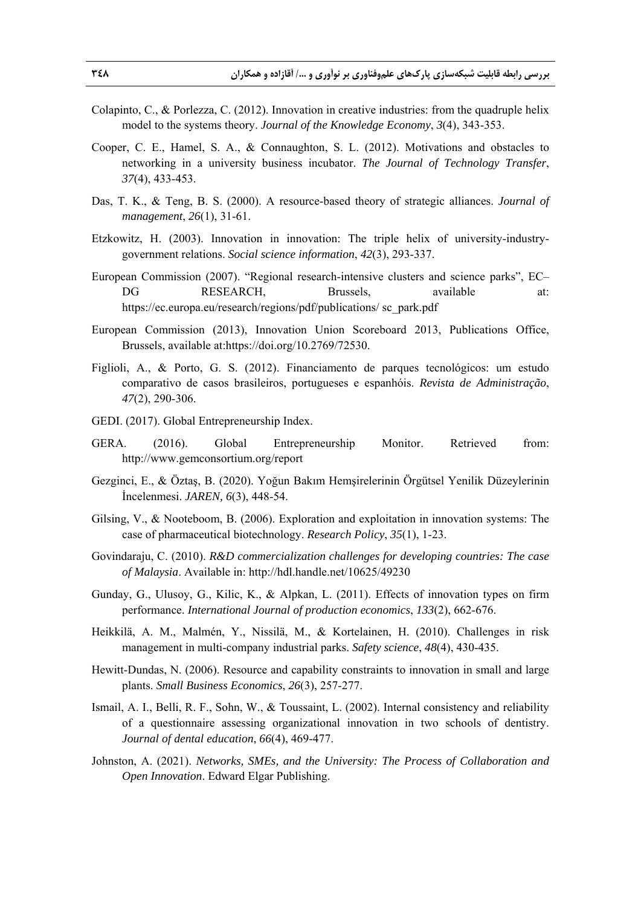Colapinto, C., & Porlezza, C. (2012). Innovation in creative industries: from the quadruple helix model to the systems theory. *Journal of the Knowledge Economy*, *3*(4), 343-353.

Cooper, C. E., Hamel, S. A., & Connaughton, S. L. (2012). Motivations and obstacles to networking in a university business incubator. *The Journal of Technology Transfer*, *37*(4), 433-453.

Das, T. K., & Teng, B. S. (2000). A resource-based theory of strategic alliances. *Journal of management*, *26*(1), 31-61.

Etzkowitz, H. (2003). Innovation in innovation: The triple helix of university-industry-government relations. *Social science information*, *42*(3), 293-337.

European Commission (2007). "Regional research-intensive clusters and science parks", EC–DG RESEARCH, Brussels, available at: https://ec.europa.eu/research/regions/pdf/publications/ sc_park.pdf

European Commission (2013), Innovation Union Scoreboard 2013, Publications Office, Brussels, available at:https://doi.org/10.2769/72530.

Figlioli, A., & Porto, G. S. (2012). Financiamento de parques tecnológicos: um estudo comparativo de casos brasileiros, portugueses e espanhóis. *Revista de Administração*, *47*(2), 290-306.

GEDI. (2017). Global Entrepreneurship Index.

GERA. (2016). Global Entrepreneurship Monitor. Retrieved from: http://www.gemconsortium.org/report

Gezginci, E., & Öztaş, B. (2020). Yoğun Bakım Hemşirelerinin Örgütsel Yenilik Düzeylerinin İncelenmesi. *JAREN, 6*(3), 448-54.

Gilsing, V., & Nooteboom, B. (2006). Exploration and exploitation in innovation systems: The case of pharmaceutical biotechnology. *Research Policy*, *35*(1), 1-23.

Govindaraju, C. (2010). *R&D commercialization challenges for developing countries: The case of Malaysia*. Available in: http://hdl.handle.net/10625/49230

Gunday, G., Ulusoy, G., Kilic, K., & Alpkan, L. (2011). Effects of innovation types on firm performance. *International Journal of production economics*, *133*(2), 662-676.

Heikkilä, A. M., Malmén, Y., Nissilä, M., & Kortelainen, H. (2010). Challenges in risk management in multi-company industrial parks. *Safety science*, *48*(4), 430-435.

Hewitt-Dundas, N. (2006). Resource and capability constraints to innovation in small and large plants. *Small Business Economics*, *26*(3), 257-277.

Ismail, A. I., Belli, R. F., Sohn, W., & Toussaint, L. (2002). Internal consistency and reliability of a questionnaire assessing organizational innovation in two schools of dentistry. *Journal of dental education*, *66*(4), 469-477.

Johnston, A. (2021). *Networks, SMEs, and the University: The Process of Collaboration and Open Innovation*. Edward Elgar Publishing.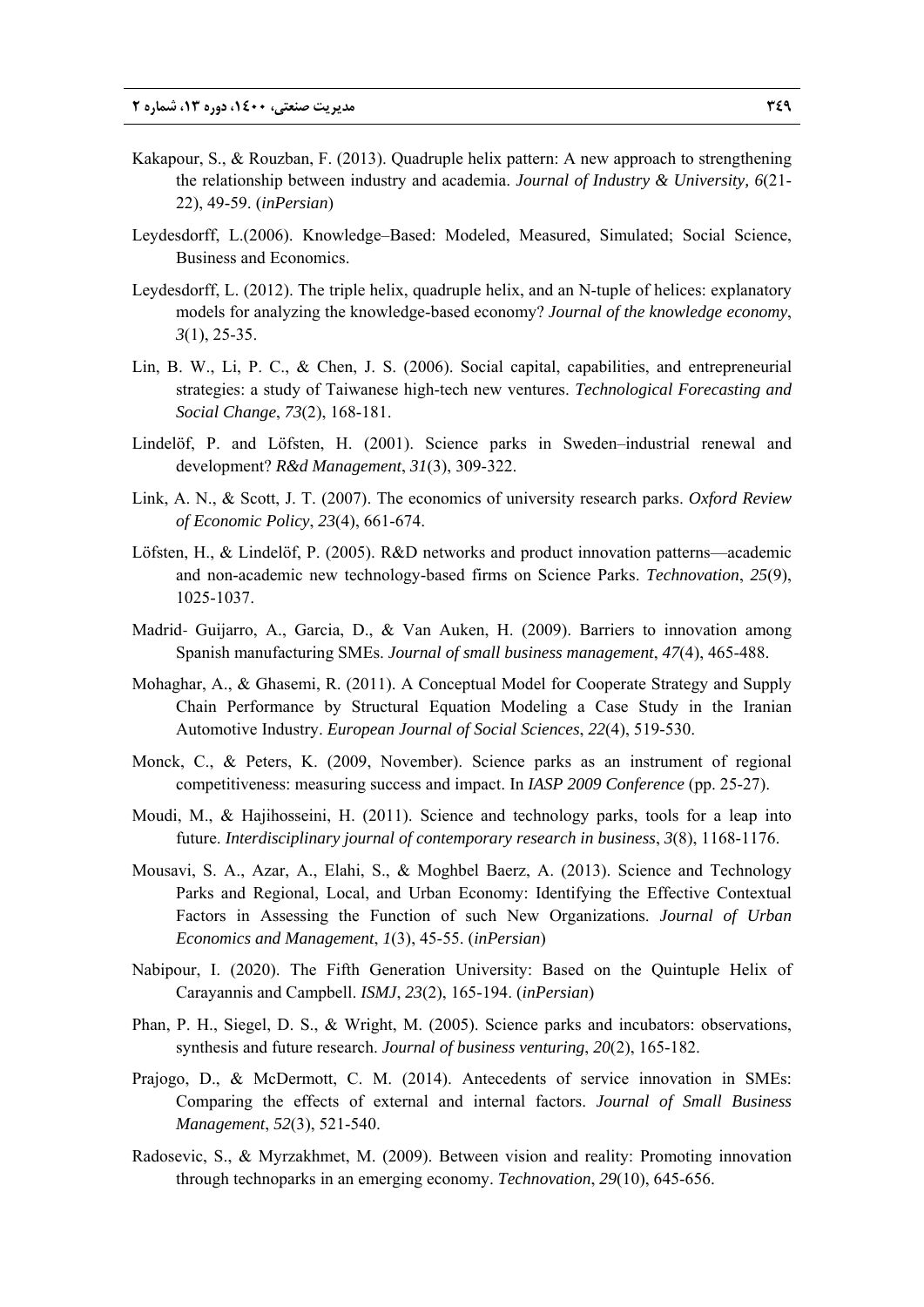Kakapour, S., & Rouzban, F. (2013). Quadruple helix pattern: A new approach to strengthening the relationship between industry and academia. *Journal of Industry & University, 6*(21-22), 49-59. (*inPersian*)

Leydesdorff, L.(2006). Knowledge–Based: Modeled, Measured, Simulated; Social Science, Business and Economics.

Leydesdorff, L. (2012). The triple helix, quadruple helix, and an N-tuple of helices: explanatory models for analyzing the knowledge-based economy? *Journal of the knowledge economy*, *3*(1), 25-35.

Lin, B. W., Li, P. C., & Chen, J. S. (2006). Social capital, capabilities, and entrepreneurial strategies: a study of Taiwanese high-tech new ventures. *Technological Forecasting and Social Change*, *73*(2), 168-181.

Lindelöf, P. and Löfsten, H. (2001). Science parks in Sweden–industrial renewal and development? *R&d Management*, *31*(3), 309-322.

Link, A. N., & Scott, J. T. (2007). The economics of university research parks. *Oxford Review of Economic Policy*, *23*(4), 661-674.

Löfsten, H., & Lindelöf, P. (2005). R&D networks and product innovation patterns—academic and non-academic new technology-based firms on Science Parks. *Technovation*, *25*(9), 1025-1037.

Madrid‐ Guijarro, A., Garcia, D., & Van Auken, H. (2009). Barriers to innovation among Spanish manufacturing SMEs. *Journal of small business management*, *47*(4), 465-488.

Mohaghar, A., & Ghasemi, R. (2011). A Conceptual Model for Cooperate Strategy and Supply Chain Performance by Structural Equation Modeling a Case Study in the Iranian Automotive Industry. *European Journal of Social Sciences*, *22*(4), 519-530.

Monck, C., & Peters, K. (2009, November). Science parks as an instrument of regional competitiveness: measuring success and impact. In *IASP 2009 Conference* (pp. 25-27).

Moudi, M., & Hajihosseini, H. (2011). Science and technology parks, tools for a leap into future. *Interdisciplinary journal of contemporary research in business*, *3*(8), 1168-1176.

Mousavi, S. A., Azar, A., Elahi, S., & Moghbel Baerz, A. (2013). Science and Technology Parks and Regional, Local, and Urban Economy: Identifying the Effective Contextual Factors in Assessing the Function of such New Organizations. *Journal of Urban Economics and Management*, *1*(3), 45-55. (*inPersian*)

Nabipour, I. (2020). The Fifth Generation University: Based on the Quintuple Helix of Carayannis and Campbell. *ISMJ*, *23*(2), 165-194. (*inPersian*)

Phan, P. H., Siegel, D. S., & Wright, M. (2005). Science parks and incubators: observations, synthesis and future research. *Journal of business venturing*, *20*(2), 165-182.

Prajogo, D., & McDermott, C. M. (2014). Antecedents of service innovation in SMEs: Comparing the effects of external and internal factors. *Journal of Small Business Management*, *52*(3), 521-540.

Radosevic, S., & Myrzakhmet, M. (2009). Between vision and reality: Promoting innovation through technoparks in an emerging economy. *Technovation*, *29*(10), 645-656.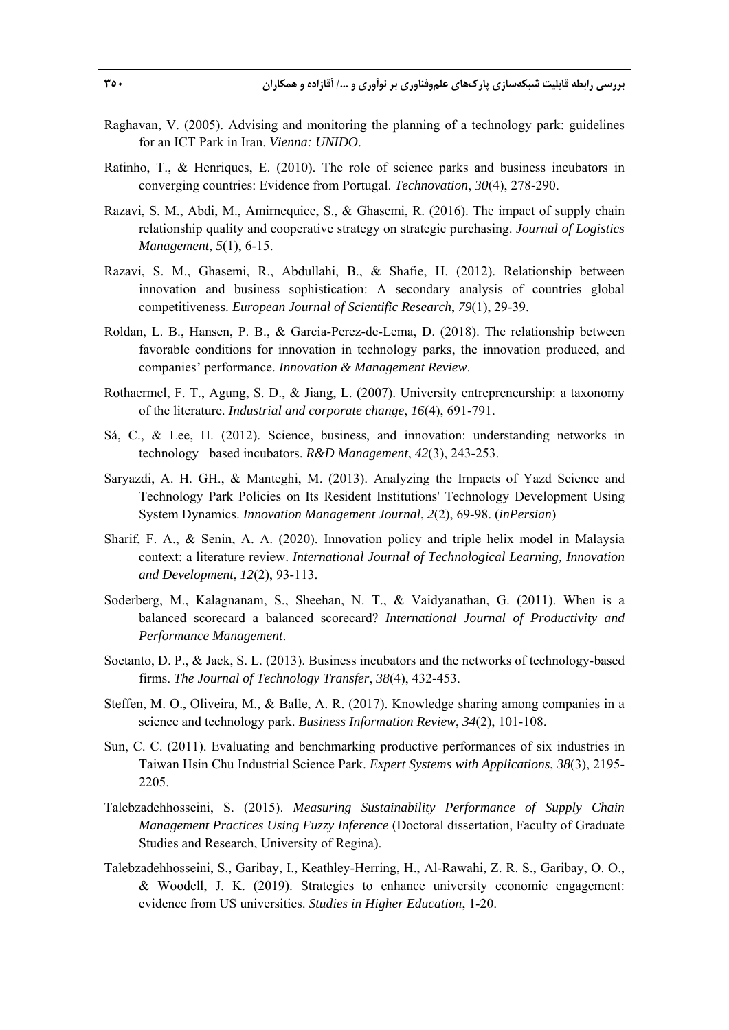Raghavan, V. (2005). Advising and monitoring the planning of a technology park: guidelines for an ICT Park in Iran. *Vienna: UNIDO*.

Ratinho, T., & Henriques, E. (2010). The role of science parks and business incubators in converging countries: Evidence from Portugal. *Technovation*, *30*(4), 278-290.

Razavi, S. M., Abdi, M., Amirnequiee, S., & Ghasemi, R. (2016). The impact of supply chain relationship quality and cooperative strategy on strategic purchasing. *Journal of Logistics Management*, *5*(1), 6-15.

Razavi, S. M., Ghasemi, R., Abdullahi, B., & Shafie, H. (2012). Relationship between innovation and business sophistication: A secondary analysis of countries global competitiveness. *European Journal of Scientific Research*, *79*(1), 29-39.

Roldan, L. B., Hansen, P. B., & Garcia-Perez-de-Lema, D. (2018). The relationship between favorable conditions for innovation in technology parks, the innovation produced, and companies' performance. *Innovation & Management Review*.

Rothaermel, F. T., Agung, S. D., & Jiang, L. (2007). University entrepreneurship: a taxonomy of the literature. *Industrial and corporate change*, *16*(4), 691-791.

Sá, C., & Lee, H. (2012). Science, business, and innovation: understanding networks in technology based incubators. *R&D Management*, *42*(3), 243-253.

Saryazdi, A. H. GH., & Manteghi, M. (2013). Analyzing the Impacts of Yazd Science and Technology Park Policies on Its Resident Institutions' Technology Development Using System Dynamics. *Innovation Management Journal*, *2*(2), 69-98. (*inPersian*)

Sharif, F. A., & Senin, A. A. (2020). Innovation policy and triple helix model in Malaysia context: a literature review. *International Journal of Technological Learning, Innovation and Development*, *12*(2), 93-113.

Soderberg, M., Kalagnanam, S., Sheehan, N. T., & Vaidyanathan, G. (2011). When is a balanced scorecard a balanced scorecard? *International Journal of Productivity and Performance Management*.

Soetanto, D. P., & Jack, S. L. (2013). Business incubators and the networks of technology-based firms. *The Journal of Technology Transfer*, *38*(4), 432-453.

Steffen, M. O., Oliveira, M., & Balle, A. R. (2017). Knowledge sharing among companies in a science and technology park. *Business Information Review*, *34*(2), 101-108.

Sun, C. C. (2011). Evaluating and benchmarking productive performances of six industries in Taiwan Hsin Chu Industrial Science Park. *Expert Systems with Applications*, *38*(3), 2195-2205.

Talebzadehhosseini, S. (2015). *Measuring Sustainability Performance of Supply Chain Management Practices Using Fuzzy Inference* (Doctoral dissertation, Faculty of Graduate Studies and Research, University of Regina).

Talebzadehhosseini, S., Garibay, I., Keathley-Herring, H., Al-Rawahi, Z. R. S., Garibay, O. O., & Woodell, J. K. (2019). Strategies to enhance university economic engagement: evidence from US universities. *Studies in Higher Education*, 1-20.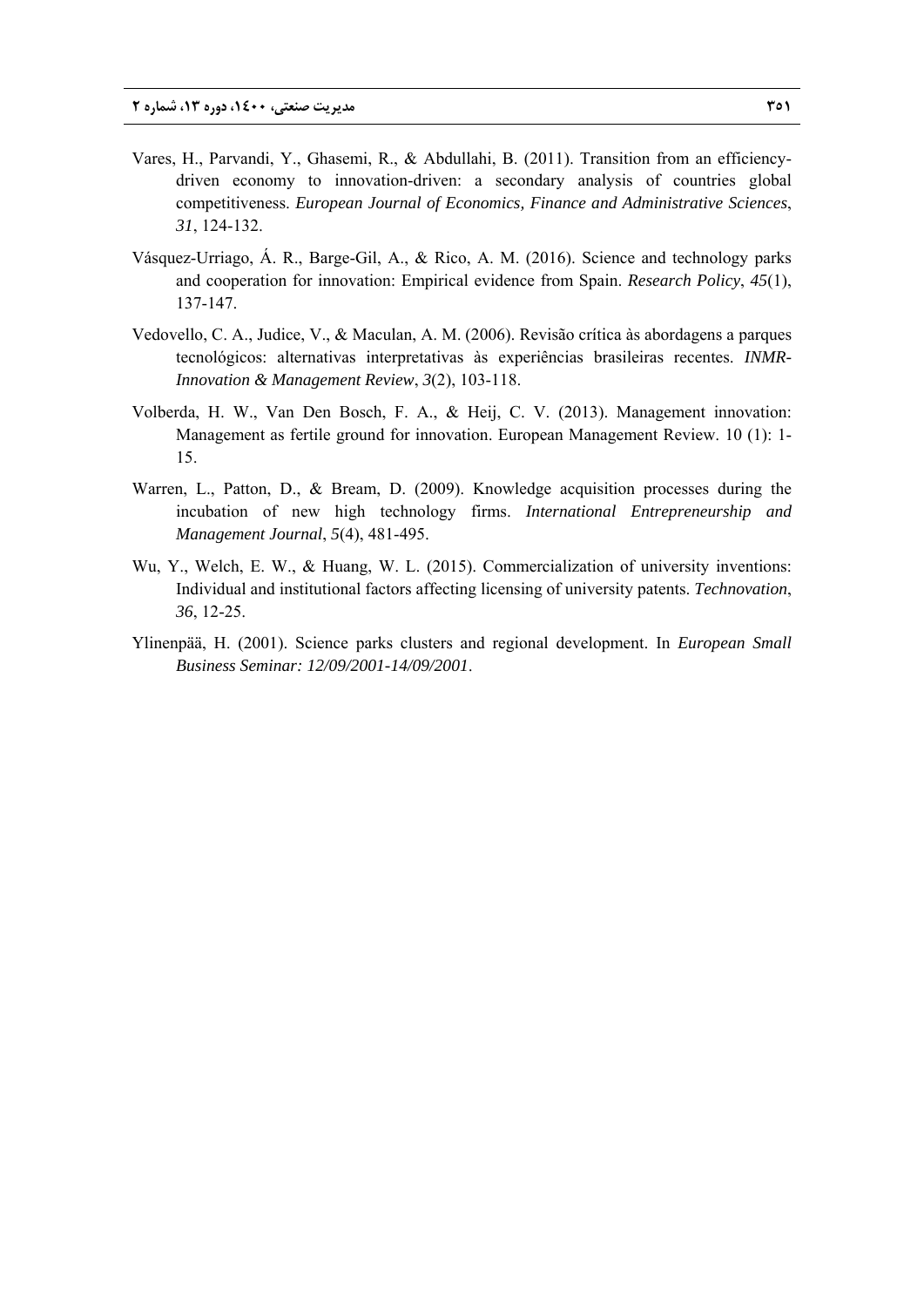Vares, H., Parvandi, Y., Ghasemi, R., & Abdullahi, B. (2011). Transition from an efficiency-driven economy to innovation-driven: a secondary analysis of countries global competitiveness. *European Journal of Economics, Finance and Administrative Sciences*, *31*, 124-132.

Vásquez-Urriago, Á. R., Barge-Gil, A., & Rico, A. M. (2016). Science and technology parks and cooperation for innovation: Empirical evidence from Spain. *Research Policy*, *45*(1), 137-147.

Vedovello, C. A., Judice, V., & Maculan, A. M. (2006). Revisão crítica às abordagens a parques tecnológicos: alternativas interpretativas às experiências brasileiras recentes. *INMR-Innovation & Management Review*, *3*(2), 103-118.

Volberda, H. W., Van Den Bosch, F. A., & Heij, C. V. (2013). Management innovation: Management as fertile ground for innovation. European Management Review. 10 (1): 1-15.

Warren, L., Patton, D., & Bream, D. (2009). Knowledge acquisition processes during the incubation of new high technology firms. *International Entrepreneurship and Management Journal*, *5*(4), 481-495.

Wu, Y., Welch, E. W., & Huang, W. L. (2015). Commercialization of university inventions: Individual and institutional factors affecting licensing of university patents. *Technovation*, *36*, 12-25.

Ylinenpää, H. (2001). Science parks clusters and regional development. In *European Small Business Seminar: 12/09/2001-14/09/2001*.